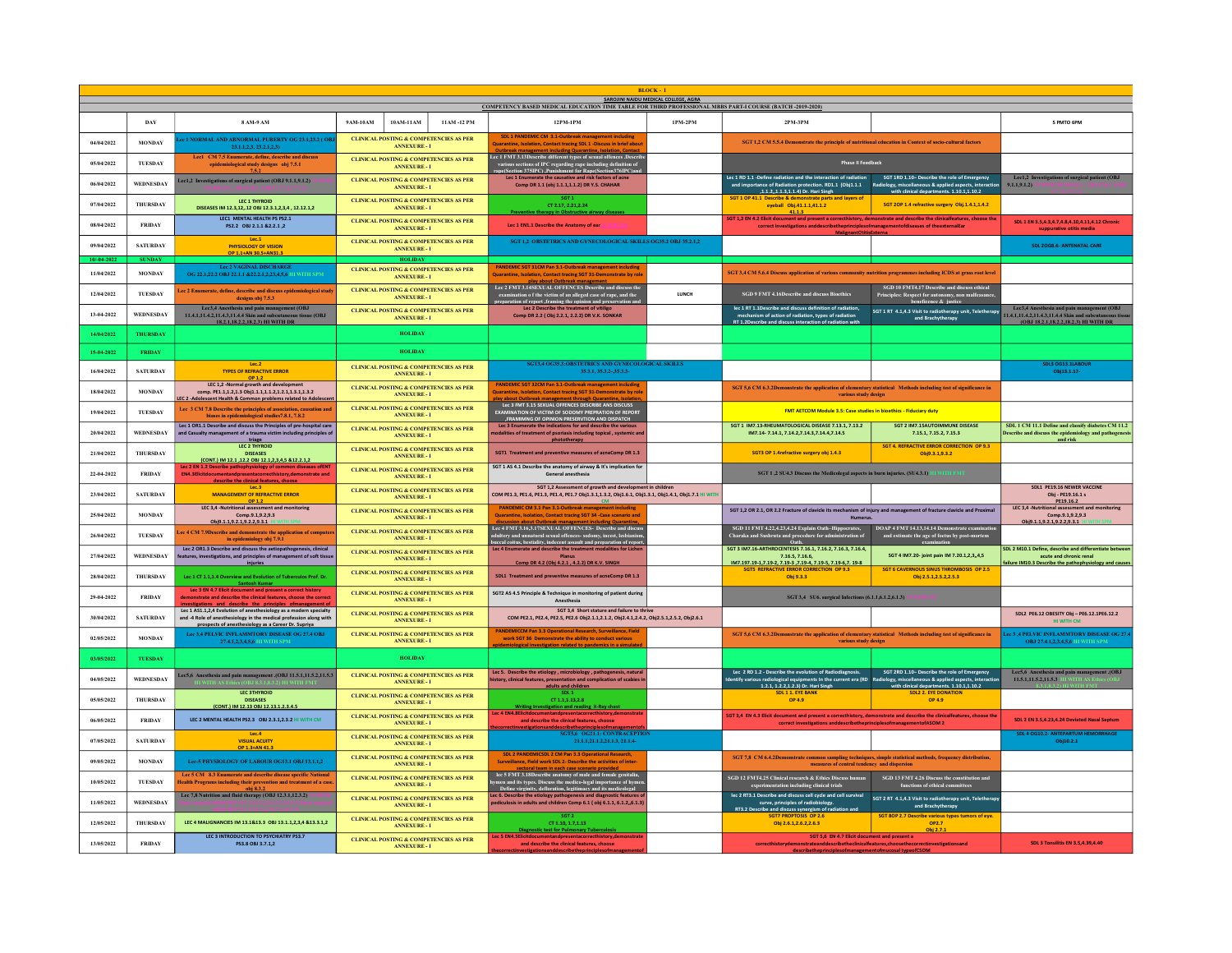# BLOCK - 1

## SAROJINI NAIDU MEDICAL COLLEGE, AGRA

### COMPETENCY BASED MEDICAL EDUCATION TIME TABLE FOR THIRD PROFESSIONAL MBBS PART-I COURSE (BATCH -2019-2020)

| | DAY | 8 AM-9 AM | 9AM-10AM | 10AM-11AM | 11AM -12 PM | 12PM-1PM | 1PM-2PM | 2PM-3PM | | 5 PMTO 6PM |
|---|---|---|---|---|---|---|---|---|---|---|
| 04/04/2022 | MONDAY | Lec 1 NORMAL AND ABNORMAL PUBERTY OG 23.1,23.2 ( OBJ 23.1.1,2,3, 23.2.1,2,3) | CLINICAL POSTING & COMPETENCIES AS PER ANNEXURE - I | | | SDL 1 PANDEMIC CM 3.1-Outbreak management including Quarantine, Isolation, Contact tracing SDL 1 -Discuss in brief about Outbreak management including Quarantine, Isolation, Contact | | SGT 1,2 CM 5.5.4 Demonstrate the principle of nutritional education in Context of socio-cultural factors | | |
| 05/04/2022 | TUESDAY | Lec1 CM 7.5 Enumerate, define, describe and discuss epidemiological study designs obj 7.5.1 7.5.2 | CLINICAL POSTING & COMPETENCIES AS PER ANNEXURE - I | | | Lec 1 FMT 3.13Describe different types of sexual offences .Describe various sections of IPC regarding rape including definition of rape(Section 375IPC) .Punishment for Rape(Section376IPC)and | | Phase II Feedback | | |
| 06/04/2022 | WEDNESDAY | Lec1,2 Investigations of surgical patient (OBJ 9.1.1,9.1.2) | CLINICAL POSTING & COMPETENCIES AS PER ANNEXURE - I | | | Lec 1 Enumerate the causative and risk factors of acne Comp DR 1.1 (obj 1.1.1,1.1.2) DR Y.S. CHAHAR | | Lec 1 RD 1.1 -Define radiation and the interaction of radiation and importance of Radiation protection. RD1.1 (Obj1.1.1 ,1.1.2,1.1.3,1.1.4) Dr. Hari Singh | SGT 1RD 1.10- Describe the role of Emergency Radiology, miscellaneous & applied aspects, interaction with clinical departments. 1.10.1,1.10.2 | Lec1,2 Investigations of surgical patient (OBJ 9.1.1,9.1.2) |
| 07/04/2022 | THURSDAY | LEC 1 THYROID DISEASES IM 12.3,12,12 OBJ 12.3.1,2,3,4 , 12.12.1,2 | CLINICAL POSTING & COMPETENCIES AS PER ANNEXURE - I | | | SGT 1 CT 2.17, 2.21,2.24 Preventive therapy in Obstructive airway diseases | | SGT 1 OP 41.1 Describe & demonstrate parts and layers of eyeball Obj.41.1.1,41.1.2 41.1.3 | SGT 2OP 1.4 refractive surgery Obj.1.4.1,1.4.2 | |
| 08/04/2022 | FRIDAY | LEC1 MENTAL HEALTH PS PS2.1 PS2.2 OBJ 2.1.1 &2.2.1 ,2 | CLINICAL POSTING & COMPETENCIES AS PER ANNEXURE - I | | | Lec 1 ENL1 Describe the Anatomy of ear | | SGT 1,2 EN 4.2 Elicit document and present a correcthistory, demonstrate and describe the clinicalfeatures, choose the correct investigations anddescribetheprinciplesofmanagementofdiseases of theexternalEar MalignantOtitisExterna | | SDL 1 EN 3.5,4.3,4.7,4.8,4.10,4.11,4.12 Chronic suppurative otitis media |
| 09/04/2022 | SATURDAY | Lec.1 PHYSIOLOGY OF VISION OP 1.1+AN 30.5+AN31.3 | CLINICAL POSTING & COMPETENCIES AS PER ANNEXURE - I | | | SGT 1,2 OBSTETRICS AND GYNECOLOGICAL SKILLS OG35.2 OBJ 35.2.1,2 | | | | SDL 2OG8.6- ANTENATAL CARE |
| 10-04-2022 | SUNDAY | | HOLIDAY | | | | | | | |
| 11/04/2022 | MONDAY | Lec 2 VAGINAL DISCHARGE OG 22.1,22.2 OBJ 22.1.1 &22.2.1,2,3,4,5,6 HI WITH SPM | CLINICAL POSTING & COMPETENCIES AS PER ANNEXURE - I | | | PANDEMIC SGT 31CM Pan 3.1-Outbreak management including Quarantine, Isolation, Contact tracing SGT 31-Demonstrate by role play about Outbreak management | | SGT3,4 CM 5.6.4 Discuss application of various community nutrition programmes including ICDS at grass root level | | |
| 12/04/2022 | TUESDAY | Lec 2 Enumerate, define, describe and discuss epidemiological study designs obj 7.5.3 | CLINICAL POSTING & COMPETENCIES AS PER ANNEXURE - I | | | Lec 2 FMT 3.14SEXUAL OFFENCES Describe and discuss the examination o f the victim of an alleged case of rape, and the preparation of report ,framing the opinion and preservation and | LUNCH | SGD 9 FMT 4.16Describe and discuss Bioethics | SGD 10 FMT4.17 Describe and discuss ethical Principles: Respect for autonomy, non malfeasance, beneficence & justice | |
| 13-04-2022 | WEDNESDAY | Lec3,4 Anesthesia and pain management (OBJ 11.4.1,11.4.2,11.4.3,11.4.4 Skin and subcutaneous tissue (OBJ 18.2.1,18.2.2,18.2.3) HI WITH DR | CLINICAL POSTING & COMPETENCIES AS PER ANNEXURE - I | | | Lec 2 Describe the treatment of vitiligo Comp DR 2.2 ( Obj 2.2.1, 2.2.2) DR V.K. SONKAR | | lec 1 RT 1.1Describe and discuss definition of radiation, mechanism of action of radiation, types of radiation RT 1.2Describe and discuss interaction of radiation with | SGT 1 RT 4.1,4.3 Visit to radiotherapy unit, Teletherapy and Brachytherapy | Lec3,4 Anesthesia and pain management (OBJ 11.4.1,11.4.2,11.4.3,11.4.4 Skin and subcutaneous tissue (OBJ 18.2.1,18.2.2,18.2.3) HI WITH DR |
| 14/04/2022 | THURSDAY | | HOLIDAY | | | | | | | |
| 15-04-2022 | FRIDAY | | HOLIDAY | | | | | | | |
| 16/04/2022 | SATURDAY | Lec.2 TYPES OF REFRACTIVE ERROR OP 1.2 | CLINICAL POSTING & COMPETENCIES AS PER ANNEXURE - I | | | SGT3,4 OG35.3:OBSTETRICS AND GYNECOLOGICAL SKILLS 35.3.1, 35.3.2.-35.3.3- | | | | SDL3 OG13.1LABOUR Obj13.1.17- |
| 18/04/2022 | MONDAY | LEC 1,2 -Normal growth and development comp. PE1.1,1.2,1.3 Obj1.1.1,1.1.2,1.2.1,1.3.1,1.3.2 LEC 2 -Adolescent Health & Common problems related to Adolescent | CLINICAL POSTING & COMPETENCIES AS PER ANNEXURE - I | | | PANDEMIC SGT 32CM Pan 3.1-Outbreak management including Quarantine, Isolation, Contact tracing SGT 31-Demonstrate by role play about Outbreak management through Quarantine, Isolation, | | SGT 5,6 CM 6.3.2Demonstrate the application of elementary statistical Methods including test of significance in various study design | | |
| 19/04/2022 | TUESDAY | Lec 3 CM 7.8 Describe the principles of association, causation and biases in epidemiological studies7.8.1, 7.8.2 | CLINICAL POSTING & COMPETENCIES AS PER ANNEXURE - I | | | Lec 3 FMT 3.15 SEXUAL OFFENCES DESCRIBE AND DISCUSS EXAMINATION OF VICTIM OF SODOMY PREPRATION OF REPORT ,FRAMMING OF OPINION PRESERVTION AND DISPATCH | | FMT AETCOM Module 3.5: Case studies in bioethics - Fiduciary duty | | |
| 20/04/2022 | WEDNESDAY | Lec 1 OR1.1 Describe and discuss the Principles of pre-hospital care and Casualty management of a trauma victim including principles of triage | CLINICAL POSTING & COMPETENCIES AS PER ANNEXURE - I | | | Lec 3 Enumerate the indications for and describe the various modalities of treatment of psoriasis including topical , systemic and phototherapy | | SGT 1 IM7.13-RHEUMATOLOGICAL DISEASE 7.13.1, 7.13.2 IM7.14- 7.14.1, 7.14.2,7.14.3,7.14.4,7.14.5 | SGT 2 IM7.15AUTOIMMUNE DISEASE 7.15.1, 7.15.2, 7.15.3 | SDL 1 CM 11.1 Define and classify diabetes CM 11.2 Describe and discuss the epidemiology and pathogenesis and risk |
| 21/04/2022 | THURSDAY | LEC 2 THYROID DISEASES (CONT.) IM 12.1 ,12.2 OBJ 12.1.2,3,4,5 &12.2.1,2 | CLINICAL POSTING & COMPETENCIES AS PER ANNEXURE - I | | | SGT1 Treatment and preventive measures of acneComp DR 1.3 | | SGT3 OP 1.4refractive surgery obj 1.4.3 | SGT 4. REFRACTIVE ERROR CORRECTION OP 9.3 Obj9.3.1,9.3.2 | |
| 22-04-2022 | FRIDAY | Lec 2 EN 1.2 Describe pathophysiology of common diseases ofENT EN4.3Elicitdocumentandpresentacorrecthistory,demonstrate and describe the clinical features, choose | CLINICAL POSTING & COMPETENCIES AS PER ANNEXURE - I | | | SGT 1 AS 4.1 Describe the anatomy of airway & It's implication for General anesthesia | | SGT 1 ,2 SU4.3 Discuss the Medicolegal aspects in burn injuries. (SU4.3.1) HI WITH FMT | | |
| 23/04/2022 | SATURDAY | Lec.3 MANAGEMENT OF REFRACTIVE ERROR OP 1.2 | CLINICAL POSTING & COMPETENCIES AS PER ANNEXURE - I | | | SGT 1,2 Assessment of growth and development in children COM PE1.3, PE1.6, PE1.3, PE1.4, PE1.7 Obj1.3.1,1.3.2, Obj1.6.1, Obj1.3.1, Obj1.4.1, Obj1.7.1 HI WITH CM | | | | SDL1 PE19.16 NEWER VACCINE Obj - PE19.16.1 s PE19.16.2 |
| 25/04/2022 | MONDAY | LEC 3,4 -Nutritional assessment and monitoring Comp.9.1,9.2,9.3 Obj9.1.1,9.2.1,9.2.2,9.3.1 HI WITH SPM | CLINICAL POSTING & COMPETENCIES AS PER ANNEXURE - I | | | PANDEMIC CM 3.1 Pan 3.1-Outbreak management including Quarantine, Isolation, Contact tracing SGT 34 -Case scenario and discussion about Outbreak management including Quarantine, | | SGT 1,2 OR 2.1, OR 2.2 Fracture of clavicle its mechanism of injury and management of fracture clavicle and Proximal Humerus. | | LEC 3,4 -Nutritional assessment and monitoring Comp.9.1,9.2,9.3 Obj9.1.1,9.2.1,9.2.2,9.3.1 HI WITH SPM |
| 26/04/2022 | TUESDAY | Lec 4 CM 7.9Describe and demonstrate the application of computers in epidemiology obj 7.9.1 | CLINICAL POSTING & COMPETENCIES AS PER ANNEXURE - I | | | Lec 4 FMT 3.16,3.17SEXUAL OFFENCES- Describe and discuss adultery and unnatural sexual offences- sodomy, incest, lesbianism, buccal coitus, bestiality, indecent assault and preparation of report, | | SGD 11 FMT 4.22,4.23,4.24 Explain Oath–Hippocrates, Charaka and Sushruta and procedure for administration of Oath. | DOAP 4 FMT 14.13,14.14 Demonstrate examination and estimate the age of foetus by post-mortem examination | |
| 27/04/2022 | WEDNESDAY | Lec 2 OR1.3 Describe and discuss the aetiopathogenesis, clinical features, investigations, and principles of management of soft tissue injuries | CLINICAL POSTING & COMPETENCIES AS PER ANNEXURE - I | | | Lec 4 Enumerate and describe the treatment modalities for Lichen Planus Comp DR 4.2 (Obj 4.2.1 , 4.2.2) DR K.V. SINGH | | SGT 3 IM7.16-ARTHROCENTESIS 7.16.1, 7.16.2, 7.16.3, 7.16.4, 7.16.5, 7.16.6, IM7.197.19-1,7.19-2, 7.19-3 ,7.19-4, 7.19-5, 7.19-6,7. 19-8 | SGT 4 IM7.20- joint pain IM 7.20.1,2,3,,4,5 | SDL 2 M10.1 Define, describe and differentiate between acute and chronic renal failure IM10.3 Describe the pathophysiology and causes |
| 28/04/2022 | THURSDAY | Lec 1 CT 1.1,1.4 Overview and Evolution of Tuberculos Prof. Dr. Santosh Kumar | CLINICAL POSTING & COMPETENCIES AS PER ANNEXURE - I | | | SDL1 Treatment and preventive measures of acneComp DR 1.3 | | SGT5 REFRACTIVE ERROR CORRECTION OP 9.3 Obj 9.3.3 | SGT 6 CAVERNOUS SINUS THROMBOSIS OP 2.5 Obj 2.5.1,2.5.2,2.5.3 | |
| 29-04-2022 | FRIDAY | Lec 3 EN 4.7 Elicit document and present a correct history demonstrate and describe the clinical features, choose the correct investigations and describe the principles ofmanagement of | CLINICAL POSTING & COMPETENCIES AS PER ANNEXURE - I | | | SGT2 AS 4.5 Principle & Technique in monitoring of patient during Anesthesia | | SGT 3,4 SU6. surgical Infections (6.1.1,6.1.2,6.1.3) | | |
| 30/04/2022 | SATURDAY | Lec 1 AS1.1,2,4 Evolution of anesthesiology as a modern specialty and -4 Role of anesthesiology in the medical profession along with prospects of anesthesiology as a Career Dr. Supriya | CLINICAL POSTING & COMPETENCIES AS PER ANNEXURE - I | | | SGT 3,4 Short stature and failure to thrive COM PE2.1, PE2.4, PE2.5, PE2.6 Obj2.1.1,2.1.2, Obj2.4.1,2.4.2, Obj2.5.1,2.5.2, Obj2.6.1 | | | | SDL2 PE6.12 OBESITY Obj – PE6.12.1PE6.12.2 HI WITH CM |
| 02/05/2022 | MONDAY | Lec 3,4 PELVIC INFLAMMATORY DISEASE OG 27.4 OBJ 27.4.1,2,3,4,5,6 HI WITH SPM | CLINICAL POSTING & COMPETENCIES AS PER ANNEXURE - I | | | PANDEMICCM Pan 3.3 Operational Research, Surveillance, Field work SGT 36 Demonstrate the ability to conduct various epidemiological investigation related to pandemics in a simulated | | SGT 5,6 CM 6.3.2Demonstrate the application of elementary statistical Methods including test of significance in various study design | | Lec 3 ,4 PELVIC INFLAMMATORY DISEASE OG 27.4 OBJ 27.4.1,2,3,4,5,6 HI WITH SPM |
| 03/05/2022 | TUESDAY | | HOLIDAY | | | | | | | |
| 04/05/2022 | WEDNESDAY | Lec5,6 Anesthesia and pain management .(OBJ 11.5.1,11.5.2,11.5.3 HI WITH AS Ethics (OBJ 8.3.1,8.3.2) HI WITH FMT | CLINICAL POSTING & COMPETENCIES AS PER ANNEXURE - I | | | Lec 5. Describe the etiology , microbiology , pathogenesis, natural history, clinical features, presentation and complication of scabies in adults and children | | Lec 2 RD 1.2 - Describe the evolution of Radiodiagnosis. Identify various radiological equipments In the current era (RD 1.2.1, 1.2.2,1.2.3) Dr. Hari Singh | SGT 2RD 1.10- Describe the role of Emergency Radiology, miscellaneous & applied aspects, interaction with clinical departments. 1.10.1,1.10.2 | Lec5,6 Anesthesia and pain management .(OBJ 11.5.1,11.5.2,11.5.3 HI WITH AS Ethics (OBJ 8.3.1,8.3.2) HI WITH FMT |
| 05/05/2022 | THURSDAY | LEC 3THYROID DISEASES (CONT.) IM 12.13 OBJ 12.13.1,2,3,4,5 | CLINICAL POSTING & COMPETENCIES AS PER ANNEXURE - I | | | SDL 1 CT 1.1.1,13.2.8 Writing Investigation and reading X-Ray chest | | SDL 1 1. EYE BANK OP 4.9 | SDL2. EYE DONATION OP 4.9 | |
| 06/05/2022 | FRIDAY | LEC 2 MENTAL HEALTH PS2.3 OBJ 2.3.1,2.3.2 HI WITH CM | CLINICAL POSTING & COMPETENCIES AS PER ANNEXURE - I | | | Lec 4 EN4.8Elicitdocumentandpresentacorrecthistory,demonstrate and describe the clinical features, choose thecorrectinvestigationsanddescribetheprinciplesofmanagementofs | | SGT 3,4 EN 4.3 Elicit document and present a correcthistory, demonstrate and describe the clinicalfeatures, choose the correct investigations anddescribetheprinciplesofmanagementofASOM 2 | | SDL 2 EN 3.5,4.23,4.24 Deviated Nasal Septum |
| 07/05/2022 | SATURDAY | Lec.4 VISUAL ACUITY OP 1.3+AN 41.3 | CLINICAL POSTING & COMPETENCIES AS PER ANNEXURE - I | | | SGT5,6 OG21.1: CONTRACEPTION 21.1.1,21.1.2,21.1.3, 21.1.4- | | | | SDL 4 OG10.2 - ANTEPARTUM HEMORRHAGE Obj10.2.1 |
| 09/05/2022 | MONDAY | Lec-5 PHYSIOLOGY OF LABOUR OG13.1 OBJ 13.1.1,2 | CLINICAL POSTING & COMPETENCIES AS PER ANNEXURE - I | | | SDL 2 PANDEMICSDL 2 CM Pan 3.3 Operational Research, Surveillance, Field work SDL 2- Describe the activities of inter-sectoral team in each case scenario provided | | SGT 7,8 CM 6.4.2Demonstrate common sampling techniques, simple statistical methods, frequency distribution, measures of central tendency and dispersion | | |
| 10/05/2022 | TUESDAY | Lec 5 CM 8.3 Enumerate and describe disease specific National Health Programs including their prevention and treatment of a case. obj 8.3.2 | CLINICAL POSTING & COMPETENCIES AS PER ANNEXURE - I | | | Lec 5 FMT 3.18Describe anatomy of male and female genitalia, hymen and its types. Discuss the medico-legal importance of hymen. Define virginity, defloration, legitimacy and its medicolegal | | SGD 12 FMT4.25 Clinical research & Ethics Discuss human experimentation including clinical trials | SGD 13 FMT 4.26 Discuss the constitution and functions of ethical committees | |
| 11/05/2022 | WEDNESDAY | Lec 7,8 Nutrition and fluid therapy (OBJ 12.3.1,12.3.2) | CLINICAL POSTING & COMPETENCIES AS PER ANNEXURE - I | | | Lec 6. Describe the etiology pathogenesis and diagnostic features of pediculosis in adults and children Comp 6.1 ( obj 6.1.1, 6.1.2, 6.1.3) | | lec 2 RT3.1 Describe and discuss cell cycle and cell survival curve, principles of radiobiology. RT3.2 Describe and discuss synergism of radiation and | SGT 2 RT 4.1,4.3 Visit to radiotherapy unit, Teletherapy and Brachytherapy | |
| 12/05/2022 | THURSDAY | LEC 4 MALIGNANCIES IM 13.1&13.5 OBJ 13.1.1,2,3,4 &13.3.1,2 | CLINICAL POSTING & COMPETENCIES AS PER ANNEXURE - I | | | SGT 2 CT 1.10, 1.7,1.13 Diagnostic test for Pulmonary Tuberculosis | | SGT7 PROPTOSIS OP 2.6 Obj 2.6.1,2.6.2,2.6.3 | SGT 8OP 2.7 Describe various types tumors of eye. OP2.7 Obj 2.7.1 | |
| 13/05/2022 | FRIDAY | LEC 3 INTRODUCTION TO PSYCHIATRY PS3.7 PS3.8 OBJ 3.7.1,2 | CLINICAL POSTING & COMPETENCIES AS PER ANNEXURE - I | | | Lec 5 EN4.5Elicitdocumentandpresentacorrecthistory,demonstrate and describe the clinical features, choose thecorrectinvestigationsanddescribetheprinciplesofmanagementof | | SGT 5,6 EN 4.7 Elicit document and present a correcthistorydemonstrateanddescribetheclinicalfeatures,choosethecorrectinvestigationsand describetheprinciplesofmanagementofmucosal typeofCSOM | | SDL 3 Tonsilitis EN 3.5,4.39,4.40 |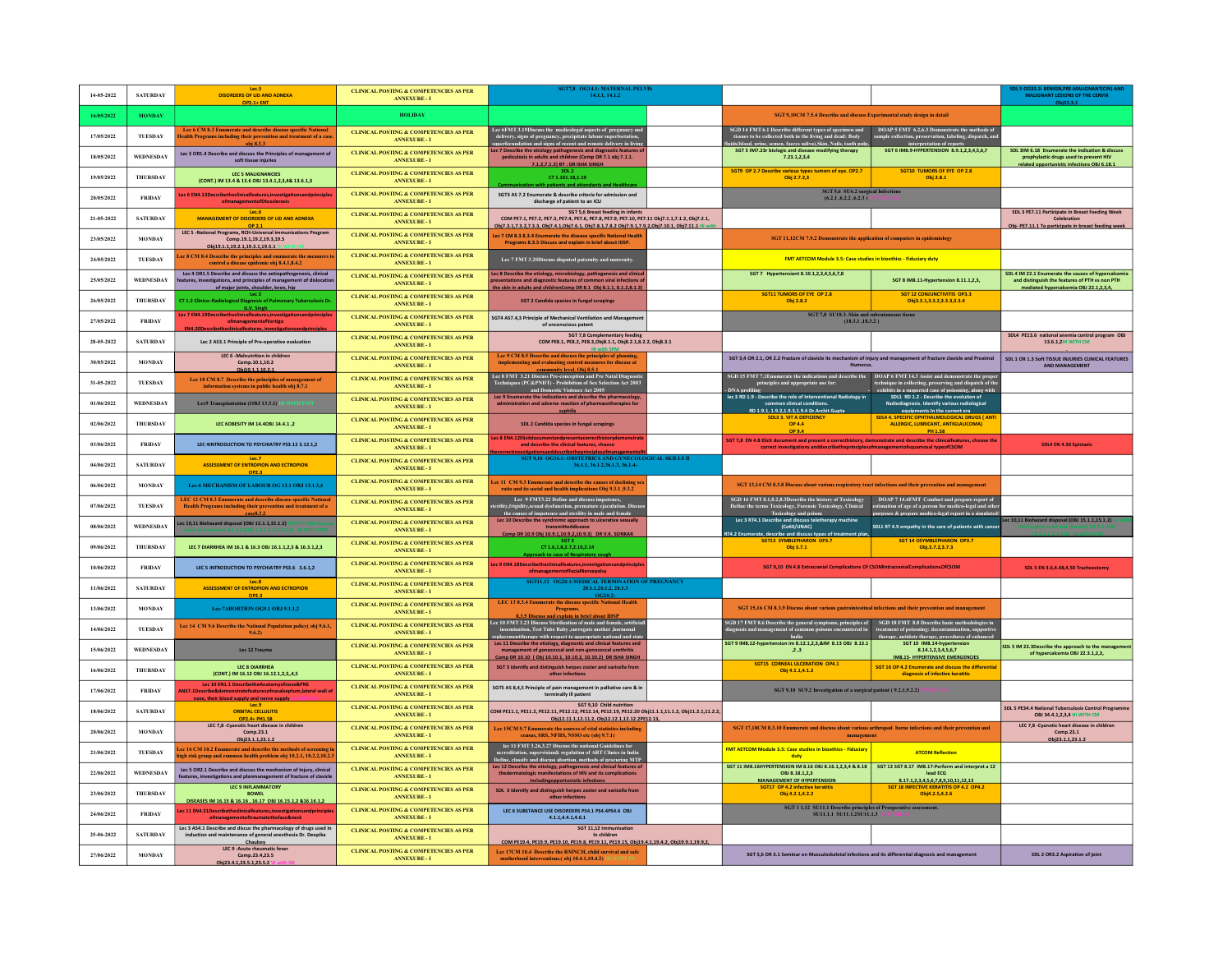| Date | Day | | | | | | | |
|---|---|---|---|---|---|---|---|---|
| 14-05-2022 | SATURDAY | Lec.5 DISORDERS OF LID AND ADNEXA OP2.1+ ENT | CLINICAL POSTING & COMPETENCIES AS PER ANNEXURE - I | SGT7,8 OG14.1: MATERNAL PELVIS 14.1.1, 14.1.2 | | | | SDL 5 OG33.3- BENIGN,PRE-MALIGNANT(CIN) AND MALIGNANT LESIONS OF THE CERVIX Obj33.3.1 |
| 16/05/2022 | MONDAY | | HOLIDAY | | | SGT 9,10CM 7.5.4 Describe and discuss Experimental study design in detail | | |
| 17/05/2022 | TUESDAY | Lec 6 CM 8.3 Enumerate and describe disease specific National Health Programs including their prevention and treatment of a case. obj 8.3.3 | CLINICAL POSTING & COMPETENCIES AS PER ANNEXURE - I | Lec 6FMT 3.19Discuss the medicolegal aspects of pregnancy and delivery, signs of pregnancy, precipitate labour superfoetation, superfecundation and signs of recent and remote delivery in living | | SGD 14 FMT 6.1 Describe different types of specimen and tissues to be collected both in the living and dead: Body fluids(blood, urine, semen, faeces saliva),Skin, Nails, tooth pulp, | DOAP 5 FMT 6.2,6.3 Demonstrate the methods of sample collection, preservation, labeling, dispatch, and interpretation of reports | |
| 18/05/2022 | WEDNESDAY | Lec 3 OR1.4 Describe and discuss the Principles of management of soft tissue injuries | CLINICAL POSTING & COMPETENCIES AS PER ANNEXURE - I | Lec 7 Describe the etiology pathogenesis and diagnostic features of pediculosis in adults and children (Comp DR 7.1 obj 7.1.1, 7.1.2,7.1.3) BY : DR ISHA SINGH | | SGT 5 IM7.23r biologic and disease modifying therapy 7.23.1,2,3,4 | SGT 6 IM8.9-HYPERTENSION 8.9.1,2,3,4,5,6,7 | SDL 3IM 6.18 Enumerate the indication & discuss prophylactic drugs used to prevent HIV related opportunistic infections OBJ 6.18.1 |
| 19/05/2022 | THURSDAY | LEC 5 MALIGNANCIES (CONT.) IM 13.4 & 13.6 OBJ 13.4.1,2,3,4& 13.6.1,3 | CLINICAL POSTING & COMPETENCIES AS PER ANNEXURE - I | SDL 2 CT 1.161.18,1.19 Communication with patients and attendants and Healthcare | | SGT9 OP 2.7 Describe various types tumors of eye. OP2.7 Obj 2.7.2,3 | SGT10 TUMORS OF EYE OP 2.8 Obj 2.8.1 | |
| 20/05/2022 | FRIDAY | Lec 6 EN4.13Describetheclinicalfeatures,investigationsandprinciples ofmanagementofOtosclerosis | CLINICAL POSTING & COMPETENCIES AS PER ANNEXURE - I | SGT3 AS 7.2 Enumerate & describe criteria for admission and discharge of patient to an ICU | | SGT 5,6 SU6.2 surgical Infections (6.2.1 ,6.2.2 ,6.2.3 ) | | |
| 21-05-2022 | SATURDAY | Lec.6 MANAGEMENT OF DISORDERS OF LID AND ADNEXA OP 2.1 | CLINICAL POSTING & COMPETENCIES AS PER ANNEXURE - I | SGT 5,6 Breast feeding in infants COM PE7.1, PE7.2, PE7.3, PE7.4, PE7.6, PE7.8, PE7.9, PE7.10, PE7.11 Obj7.1.1,7.1.2, Obj7.2.1, Obj7.3.1,7.3.2,7.3.3, Obj7.4.1,Obj7.6.1, Obj7.8.1,7.8.2 Obj7.9.1,7.9.2,Obj7.10.1, Obj7.11.1 HI with | | | | SDL 3 PE7.11 Participate in Breast Feeding Week Celebration Obj- PE7.11.1 To participate in breast feeding week |
| 23/05/2022 | MONDAY | LEC 5 -National Programs, RCH-Universal Immunizations Program Comp.19.1,19.2,19.3,19.5 Obj19.1.1,19.2.1,19.3.1,19.5.1 HI WITH CM | CLINICAL POSTING & COMPETENCIES AS PER ANNEXURE - I | Lec 7 CM 8.3 8.3.4 Enumerate the disease specific National Health Programs 8.3.5 Discuss and explain in brief about IDSP. | | SGT 11,12CM 7.9.2 Demonstrate the application of computers in epidemiology | | |
| 24/05/2022 | TUESDAY | Lec 8 CM 8.4 Describe the principles and enumerate the measures to control a disease epidemic obj 8.4.1,8.4.2 | CLINICAL POSTING & COMPETENCIES AS PER ANNEXURE - I | Lec 7 FMT 3.20Discuss disputed paternity and maternity. | | FMT AETCOM Module 3.5: Case studies in bioethics - Fiduciary duty | | |
| 25/05/2022 | WEDNESDAY | Lec 4 OR1.5 Describe and discuss the aetiopathogenesis, clinical features, investigations, and principles of management of dislocation of major joints, shoulder, knee, hip | CLINICAL POSTING & COMPETENCIES AS PER ANNEXURE - I | Lec 8 Describe the etiology, microbiology, pathogenesis and clinical presentations and diagnostic features of common viral infections of the skin in adults and childrenComp DR 8.1 Obj 8.1.1, 8.1.2,8.1.3) | | SGT 7 Hypertension! 8.10.1,2,3,4,5,6,7,8 | SGT 8 IM8.11-Hypertension 8.11.1,2,3, | SDL 4 IM 22.1 Enumerate the causes of hypercalcemia and distinguish the features of PTH vs non PTH mediated hypercalcemia OBJ 22.1,2,3,4, |
| 26/05/2022 | THURSDAY | Lec 2 CT 1.2 Clinico-Radiological Diagnosis of Pulmonary Tuberculosis Dr. G.V. Singh | CLINICAL POSTING & COMPETENCIES AS PER ANNEXURE - I | SGT 2 Candida species in fungal scrapings | | SGT11 TUMORS OF EYE OP 2.8 Obj 2.8.2 | SGT 12 CONJUNCTIVITIS OP3.3 Obj3.3.1,3.3.2,3.3.3,3.3.4 | |
| 27/05/2022 | FRIDAY | Lec 7 EN4.19Describetheclinicalfeatures,investigationsandprinciples ofmanagementofVertigo EN4.20Describetheclinicalfeatures, investigationsandprinciples | CLINICAL POSTING & COMPETENCIES AS PER ANNEXURE - I | SGT4 AS7.4,5 Principle of Mechanical Ventilation and Management of unconscious patient | | SGT 7,8 SU18.3. Skin and subcutaneous tissue (18.3.1 ,18.3.2 ) | | |
| 28-05-2022 | SATURDAY | Lec 2 AS3.1 Principle of Pre-operative evaluation | CLINICAL POSTING & COMPETENCIES AS PER ANNEXURE - I | SGT 7,8 Complementary feeding COM PE8.1, PE8.2, PE8.3,Obj8.1.1, Obj8.2.1,8.2.2, Obj8.3.1 HI with SPM | | | | SDL4 PE13.6 national anemia control program OBJ 13.6.1,2HI WITH CM |
| 30/05/2022 | MONDAY | LEC 6 -Malnutrition in children Comp.10.1,10.2 Obj10.1.1,10.2.1 | CLINICAL POSTING & COMPETENCIES AS PER ANNEXURE - I | Lec 9 CM 8.5 Describe and discuss the principles of planning, implementing and evaluating control measures for disease at community level. Obj 8.5.1 | | SGT 3,4 OR 2.1, OR 2.2 Fracture of clavicle its mechanism of injury and management of fracture clavicle and Proximal Humerus. | | SDL 1 OR 1.3 Soft TISSUE INJURIES CLINICAL FEATURES AND MANAGEMENT |
| 31-05-2022 | TUESDAY | Lec 10 CM 8.7 Describe the principles of management of information systems in public health obj 8.7.1 | CLINICAL POSTING & COMPETENCIES AS PER ANNEXURE - I | Lec 8 FMT 3.21 Discuss Pre-conception and Pre Natal Diagnostic Techniques (PC&PNDT) - Prohibition of Sex Selection Act 2003 and Domestic Violence Act 2005 | | SGD 15 FMT 7.1Enumerate the indications and describe the principles and appropriate use for: - DNA profiling | DOAP 6 FMT 14.3 Assist and demonstrate the proper technique in collecting, preserving and dispatch of the exhibits in a suspected case of poisoning, along with | |
| 01/06/2022 | WEDNESDAY | Lec9 Transplantation (OBJ 13.3.1) HI WITH FMT | CLINICAL POSTING & COMPETENCIES AS PER ANNEXURE - I | Lec 9 Enumerate the indications and describe the pharmacology, administration and adverse reaction of pharmacotherapies for syphilis | | lec 3 RD 1.9 - Describe the role of Interventional Radiology in common clinical conditions. RD 1.9.1, 1.9.2,1.9.3,1.9.4 Dr.Archit Gupta | SDL1 RD 1.2 - Describe the evolution of Radiodiagnosis. Identify various radiological equipments in the current era | |
| 02/06/2022 | THURSDAY | LEC 6OBESITY IM 14.4OBJ 14.4.1 ,2 | CLINICAL POSTING & COMPETENCIES AS PER ANNEXURE - I | SDL 2 Candida species in fungal scrapings | | SDL3 3. VIT A DEFICIENCY OP 4.4 OP 9.4 | SDL 4 4. SPECIFIC OPHTHALMOLOGICAL DRUGS ( ANTI ALLERGIC, LUBRICANT, ANTIGLAUCOMA) PH 1.58 | |
| 03/06/2022 | FRIDAY | LEC 4INTRODUCTION TO PSYCHIATRY PS3.12 3.12.1,2 | CLINICAL POSTING & COMPETENCIES AS PER ANNEXURE - I | Lec 8 EN4.12Elicitdocumentandpresentacorrecthistorydemonstrate and describe the clinical features, choose thecorrectinvestigationsanddescribetheprinciplesofmanagementofH | | SGT 7,8 EN 4.8 Elicit document and present a correcthistory, demonstrate and describe the clinicalfeatures, choose the correct investigations anddescribetheprinciplesofmanagementofsquamosal typeofCSOM | | SDL4 EN 4.30 Epistaxis |
| 04/06/2022 | SATURDAY | Lec.7 ASSESSMENT OF ENTROPION AND ECTROPION OP2.3 | CLINICAL POSTING & COMPETENCIES AS PER ANNEXURE - I | SGT 9,10 OG36.1: OBSTETRICS AND GYNECOLOGICAL SKILLS II 36.1.1, 36.1.2,36.1.3, 36.1.4- | | | | |
| 06/06/2022 | MONDAY | Lec-6 MECHANISM OF LABOUR OG 13.1 OBJ 13.1.3,4 | CLINICAL POSTING & COMPETENCIES AS PER ANNEXURE - I | Lec 11 CM 9.3 Enumerate and describe the causes of declining sex ratio and its social and health implications Obj 9.3.1 ,9.3.2 | | SGT 13,14 CM 8.3.8 Discuss about various respiratory tract infections and their prevention and management | | |
| 07/06/2022 | TUESDAY | LEC 12 CM 8.3 Enumerate and describe disease specific National Health Programs including their prevention and treatment of a case8.3.2 | CLINICAL POSTING & COMPETENCIES AS PER ANNEXURE - I | Lec 9 FMT3.22 Define and discuss impotence, sterility,frigidity,sexual dysfunction, premature ejaculation. Discuss the causes of impotence and sterility in male and female | | SGD 16 FMT 8.1,8.2,8.3Describe the history of Toxicology Define the terms Toxicology, Forensic Toxicology, Clinical Toxicology and poison | DOAP 7 FMT 14.4FMT Conduct and prepare report of estimation of age of a person for medico-legal and other purposes & prepare medico-legal report in a simulated/ | |
| 08/06/2022 | WEDNESDAY | Lec 10,11 Biohazard disposal (OBJ 15.1.1,15.1.2) | CLINICAL POSTING & COMPETENCIES AS PER ANNEXURE - I | Lec 10 Describe the syndromic approach to ulcerative sexually transmitteddisease Comp DR 10.9 Obj 10.9.1,10.9.2,10.9.3) DR V.K. SONKAR | | Lec 3 RT4.1 Describe and discuss teletherapy machine (Co60/LINAC) RT4.2 Enumerate, describe and discuss types of treatment plan, | SDL1 RT 4.9 empathy in the care of patients with cancer | Lec 10,11 Biohazard disposal (OBJ 15.1.1,15.1.2) |
| 09/06/2022 | THURSDAY | LEC 7 DIARRHEA IM 16.1 & 16.3 OBJ 16.1.1,2,3 & 16.3.1,2,3 | CLINICAL POSTING & COMPETENCIES AS PER ANNEXURE - I | SGT 3 CT 1.6,1.8,2.7,2.10,2.14 Approach to case of Respiratory cough | | SGT13 SYMBLEPHARON OP3.7 Obj 3.7.1 | SGT 14 OSYMBLEPHARON OP3.7 Obj.3.7.2,3.7.3 | |
| 10/06/2022 | FRIDAY | LEC 5 INTRODUCTION TO PSYCHIATRY PS3.6 3.6.1,2 | CLINICAL POSTING & COMPETENCIES AS PER ANNEXURE - I | Lec 9 EN4.18Describetheclinicalfeatures,investigationsandprinciples ofmanagementofFacialNervepalsy | | SGT 9,10 EN 4.8 Extracranial Complications Of CSOMIntracranialComplicationsOfCSOM | | SDL 5 EN 3.6,4.48,4.50 Tracheostomy |
| 11/06/2022 | SATURDAY | Lec.8 ASSESSMENT OF ENTROPION AND ECTROPION OP2.3 | CLINICAL POSTING & COMPETENCIES AS PER ANNEXURE - I | SGT11,12 OG20.1:MEDICAL TERMINATION OF PREGNANCY 20.1.1,20.1.2, 20.1.3 OG29.2: | | | | |
| 13/06/2022 | MONDAY | Lec-7ABORTION OG9.1 OBJ 9.1.1,2 | CLINICAL POSTING & COMPETENCIES AS PER ANNEXURE - I | LEC 13 8.3.4 Enumerate the disease specific National Health Programs. 8.3.5 Discuss and explain in brief about IDSP | | SGT 15,16 CM 8.3.9 Discuss about various gastrointestinal infections and their prevention and management | | |
| 14/06/2022 | TUESDAY | Lec 14 CM 9.6 Describe the National Population policy( obj 9.6.1, 9.6.2) | CLINICAL POSTING & COMPETENCIES AS PER ANNEXURE - I | Lec 10 FMT 3.23 Discuss Sterilization of male and female, artificial insemination, Test Tube Baby ,surrogate mother ,hormonal replacementtherapy with respect to appropriate national and state | | SGD 17 FMT 8.6 Describe the general symptoms, principles of diagnosis and management of common poisons encountered in India | SGD 18 FMT 8.8 Describe basic methodologies in treatment of poisoning: decontamination, supportive therapy, antidote therapy, procedures of enhanced | |
| 15/06/2022 | WEDNESDAY | Lec 12 Trauma | CLINICAL POSTING & COMPETENCIES AS PER ANNEXURE - I | Lec 11 Describe the etiology, diagnostic and clinical features and management of gonococcal and non-gonococcal urethritis Comp DR 10.10 ( Obj 10.10.1, 10.10.2, 10.10.3) DR ISHA SINGH | | SGT 9 IM8.12-hypertension IM 8.12.1,2,3,&IM 8.13 OBJ 8.13.1 ,2 ,3 | SGT 10 IM8.14-hypertension 8.14.1,2,3,4,5,6,7 IM8.15- HYPERTENSIVE EMERGENCIES | SDL 5 IM 22.3Describe the approach to the management of hypercalcemia OBJ 22.3.1,2,3, |
| 16/06/2022 | THURSDAY | LEC 8 DIARRHEA (CONT.) IM 16.12 OBJ 16.12.1,2,3,,4,5 | CLINICAL POSTING & COMPETENCIES AS PER ANNEXURE - I | SGT 3 Identify and distinguish herpes zoster and varicella from other infections | | SGT15 CORNEAL ULCERATION OP4.1 Obj 4.1.1,4.1.2 | SGT 16 OP 4.2 Enumerate and discuss the differential diagnosis of infective keratitis | |
| 17/06/2022 | FRIDAY | Lec 10 EN1.1 DescribetheAnatomyofnose&PNS AN37.1Describe&demonstratefeaturesofnasalseptum,lateral wall of nose, their blood supply and nerve supply | CLINICAL POSTING & COMPETENCIES AS PER ANNEXURE - I | SGT5 AS 8,4,5 Principle of pain management in palliative care & in terminally ill patient | | SGT 9,10 SU9.2 Investigation of a surgical patient ( 9.2.1,9.2.2) | | |
| 18/06/2022 | SATURDAY | Lec.9 ORBITAL CELLULITIS OP2.4+ PH1.58 | CLINICAL POSTING & COMPETENCIES AS PER ANNEXURE - I | SGT 9,10 Child nutrition COM PE11.1, PE11.2, PE12.11, PE12.12, PE12.14, PE12.19, PE12.20 Obj11.1.1,11.1.2, Obj11.2.1,11.2.2, Obj12.11.1,12.11.2, Obj12.12.1,12.12.2PE12.13, | | | | SDL 5 PE34.4 National Tuberculosis Control Programme OBJ 34.4.1,2,3,4 HI WITH CM |
| 20/06/2022 | MONDAY | LEC 7,8 -Cyanotic heart disease in children Comp.23.1 Obj23.1.1,23.1.2 | CLINICAL POSTING & COMPETENCIES AS PER ANNEXURE - I | Lec 15CM 9.7 Enumerate the sources of vital statistics including census, SRS, NFHS, NSSO etc (obj 9.7.1) | | SGT 17,18CM 8.3.10 Enumerate and discuss about various arthropod borne infections and their prevention and management | | LEC 7,8 -Cyanotic heart disease in children Comp.23.1 Obj23.1.1,23.1.2 |
| 21/06/2022 | TUESDAY | Lec 16 CM 10.2 Enumerate and describe the methods of screening in high risk group and common health problem obj 10.2.1, 10.2.2,10.2.3 | CLINICAL POSTING & COMPETENCIES AS PER ANNEXURE - I | Lec 11 FMT 3.26,3.27 Discuss the national Guidelines for accreditation, supervision& regulation of ART Clinics in India Define, classify and discuss abortion, methods of procuring MTP | | FMT AETCOM Module 3.5: Case studies in bioethics - Fiduciary duty | ATCOM Reflection | |
| 22/06/2022 | WEDNESDAY | Lec 5 OR2.1 Describe and discuss the mechanism of injury, clinical features, investigations and planmanagement of fracture of clavicle | CLINICAL POSTING & COMPETENCIES AS PER ANNEXURE - I | Lec 12 Describe the etiology, pathogenesis and clinical features and thedermatologic manifestations of HIV and its complications includingopportunistic infections | | SGT 11 IM8.16HYPERTENSION IM 8.16 OBJ 8.16.1,2,3,4 & 8.18 OBJ 8.18.1,2,3 MANAGEMENT OF HYPERTENSION | SGT 12 SGT 8.17 IM8.17-Perform and interpret a 12 lead ECG 8.17.1,2,3,4,5,6,7,8,9,10,11,12,13 | |
| 23/06/2022 | THURSDAY | LEC 9 INFLAMMATORY BOWEL DISEASES IM 16.15 & 16.16 , 16.17 OBJ 16.15.1,2 &16.16.1,2 | CLINICAL POSTING & COMPETENCIES AS PER ANNEXURE - I | SDL 3 Identify and distinguish herpes zoster and varicella from other infections | | SGT17 OP 4.2 infective keratitis Obj.4.2.1,4.2.2 | SGT 18 INFECTIVE KERATITIS OP 4.2 OP4.2 Obj4.2.5,4.2.6 | |
| 24/06/2022 | FRIDAY | Lec 11 EN4.31Describetheclinicalfeatures,investigationsandprinciples ofmanagementoftraumatotheface&neck | CLINICAL POSTING & COMPETENCIES AS PER ANNEXURE - I | LEC 6 SUBSTANCE USE DISORDERS PS4.1 PS4.4PS4.6 OBJ 4.1.1,4.4.1,4.6.1 | | SGT 1 1,12 SU11.1 Describe principles of Preoperative assessment. SU11.1.1 SU11.1.2SU11.1.3 | | |
| 25-06-2022 | SATURDAY | Lec 3 AS4.1 Describe and discus the pharmacology of drugs used in induction and maintenance of general anesthesia Dr. Deepika Chaubey | CLINICAL POSTING & COMPETENCIES AS PER ANNEXURE - I | SGT 11,12 Immunisation in children COM PE19.4, PE19.9, PE19.10, PE19.8, PE19.11, PE19.15, Obj19.4.1,19.4.2, Obj19.9.1,19.9.2, | | | | |
| 27/06/2022 | MONDAY | LEC 9 -Acute rheumatic fever Comp.23.4,23.5 Obj23.4.1,23.5.1,23.5.2 HI with IM | CLINICAL POSTING & COMPETENCIES AS PER ANNEXURE - I | Lec 17CM 10.4 Describe the RMNCH, child survival and safe motherhood interventions ( obj 10.4.1,10.4.2) | | SGT 5,6 OR 3.1 Seminar on Musculoskeletal infections and its differential diagnosis and management | | SDL 2 OR3.2 Aspiration of joint |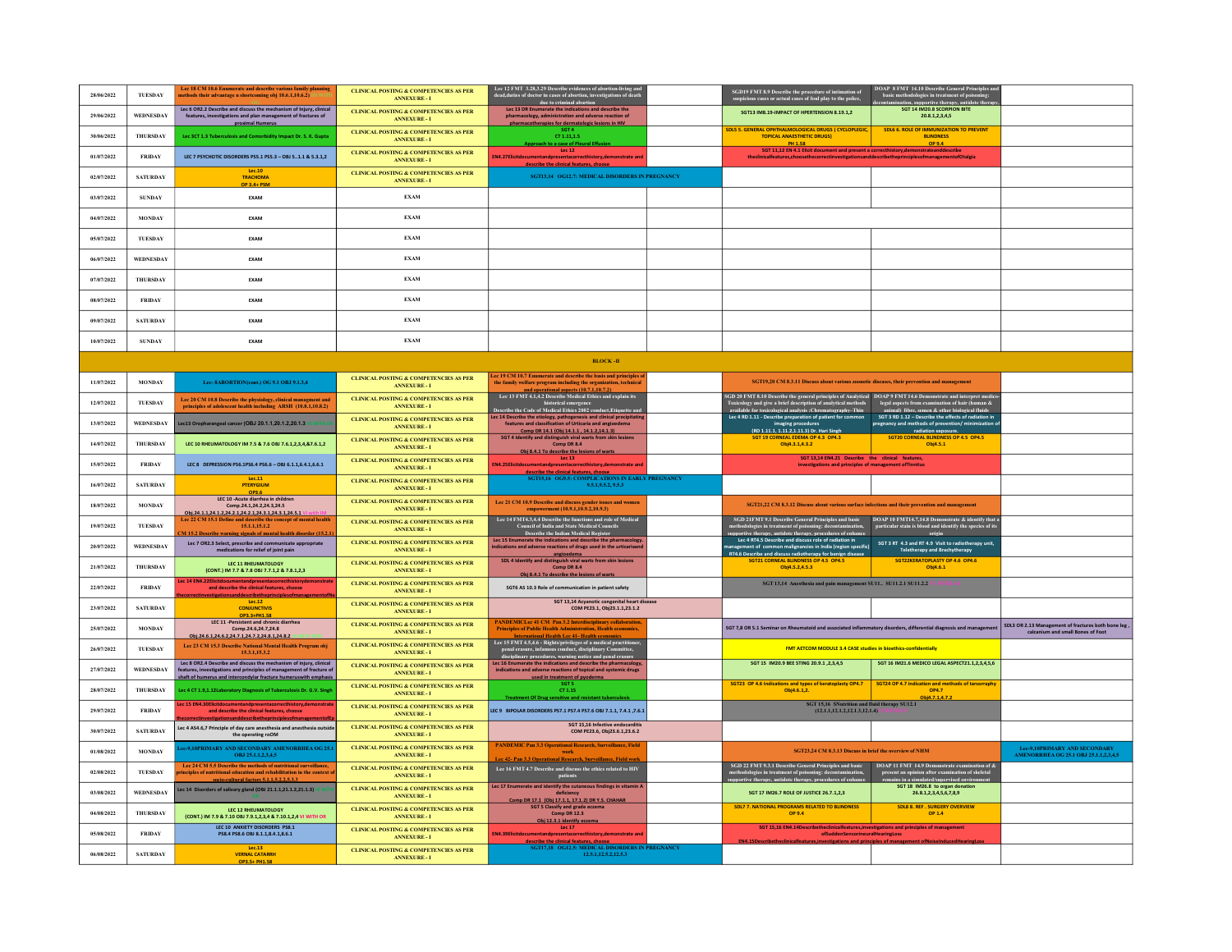| | | | | | | | | |
|---|---|---|---|---|---|---|---|---|
| 28/06/2022 | TUESDAY | Lec 18 CM 10.6 Enumerate and describe various family planning methods their advantage s shortcoming obj 10.6.1,10.6.2) | CLINICAL POSTING & COMPETENCIES AS PER ANNEXURE - I | Lec 12 FMT 3.28,3.29 Describe evidences of abortion-living and dead,duties of doctor in cases of abortion, investigations of death due to criminal abortion | | SGD19 FMT 8.9 Describe the procedure of intimation of suspicious cases or actual cases of foul play to the police, | DOAP 8 FMT 14.10 Describe General Principles and basic methodologies in treatment of poisoning: decontamination, supportive therapy, antidote therapy. | |
| 29/06/2022 | WEDNESDAY | Lec 6 OR2.2 Describe and discuss the mechanism of injury, clinical features, investigations and plan management of fractures of proximal Humerus | CLINICAL POSTING & COMPETENCIES AS PER ANNEXURE - I | Lec 13 DR Enumerate the indications and describe the pharmacology, administration and adverse reaction of pharmacotherapies for dermatologic lesions in HIV | | SGT13 IM8.19-IMPACT OF HYPERTENSION 8.19.1,2 | SGT 14 IM20.8 SCORPION BITE 20.8.1,2,3,4,5 | |
| 30/06/2022 | THURSDAY | Lec 3CT 1.5 Tuberculosis and Comorbidity Impact Dr. S. K. Gupta | CLINICAL POSTING & COMPETENCIES AS PER ANNEXURE - I | SGT 4 CT 1.11,1.5 Approach to a case of Pleural Effusion | | SDL5 5. GENERAL OPHTHALMOLOGICAL DRUGS ( CYCLOPLEGIC, TOPICAL ANAESTHETIC DRUGS) PH 1.58 | SDL6 6. ROLE OF IMMUNIZATION TO PREVENT BLINDNESS OP 9.4 | |
| 01/07/2022 | FRIDAY | LEC 7 PSYCHOTIC DISORDERS PS5.1 PS5.3 – OBJ 5..1.1 & 5.3.1,2 | CLINICAL POSTING & COMPETENCIES AS PER ANNEXURE - I | Lec 12 EN4.27Elicitdocumentandpresentacorrecthistory,demonstrate and describe the clinical features, choose | | SGT 11,12 EN 4.1 Elicit document and present a correcthistory,demonstrateanddescribe theclinicalfeatures,choosethecorrectinvestigationsanddescribetheprinciplesofmanagementofOtalgia | | |
| 02/07/2022 | SATURDAY | Lec.10 TRACHOMA OP 3.4+ PSM | CLINICAL POSTING & COMPETENCIES AS PER ANNEXURE - I | SGT13,14 OG12.7: MEDICAL DISORDERS IN PREGNANCY | | | | |
| 03/07/2022 | SUNDAY | EXAM | EXAM | | | | | |
| 04/07/2022 | MONDAY | EXAM | EXAM | | | | | |
| 05/07/2022 | TUESDAY | EXAM | EXAM | | | | | |
| 06/07/2022 | WEDNESDAY | EXAM | EXAM | | | | | |
| 07/07/2022 | THURSDAY | EXAM | EXAM | | | | | |
| 08/07/2022 | FRIDAY | EXAM | EXAM | | | | | |
| 09/07/2022 | SATURDAY | EXAM | EXAM | | | | | |
| 10/07/2022 | SUNDAY | EXAM | EXAM | | | | | |
| BLOCK -II | | | | | | | | |
| 11/07/2022 | MONDAY | Lec-8ABORTION(cont.) OG 9.1 OBJ 9.1.3,4 | CLINICAL POSTING & COMPETENCIES AS PER ANNEXURE - I | Lec 19 CM 10.7 Enumerate and describe the basis and principles of the family welfare program including the organization, technical and operational aspects (10.7.1,10.7.2) | | SGT19,20 CM 8.3.11 Discuss about various zoonotic diseases, their prevention and management | | |
| 12/07/2022 | TUESDAY | Lec 20 CM 10.8 Describe the physiology, clinical management and principles of adolescent health including ARSH (10.8.1,10.8.2) | CLINICAL POSTING & COMPETENCIES AS PER ANNEXURE - I | Lec 13 FMT 4.1,4.2 Describe Medical Ethics and explain its historical emergence Describe the Code of Medical Ethics 2002 conduct,Etiquette and | | SGD 20 FMT 8.10 Describe the general principles of Analytical Toxicology and give a brief description of analytical methods available for toxicological analysis :Chromatography–Thin | DOAP 9 FMT 14.6 Demonstrate and interpret medico-legal aspects from examination of hair (human & animal) fibre, semen & other biological fluids | |
| 13/07/2022 | WEDNESDAY | Lec13 Oropharangeal cancer (OBJ 20.1.1,20.1.2,20.1.3) | CLINICAL POSTING & COMPETENCIES AS PER ANNEXURE - I | Lec 14 Describe the etiology, pathogenesis and clinical precipitating features and classification of Urticaria and angioedema Comp DR 14.1 (Obj 14.1.1 , 14.1.2,14.1.3) | | Lec 4 RD 1.11 - Describe preparation of patient for common imaging procedures (RD 1.11.1, 1.11.2,1.11.3) Dr. Hari Singh | SGT 3 RD 1.12 – Describe the effects of radiation in pregnancy and methods of prevention/ minimization of radiation exposure. | |
| 14/07/2022 | THURSDAY | LEC 10 RHEUMATOLOGY IM 7.5 & 7.6 OBJ 7.6.1,2,3,4,&7.6.1,2 | CLINICAL POSTING & COMPETENCIES AS PER ANNEXURE - I | SGT 4 Identify and distinguish viral warts from skin lesions Comp DR 8.4 Obj 8.4.1 To describe the lesions of warts | | SGT 19 CORNEAL EDEMA OP 4.3 OP4.3 Obj4.3.1,4.3.2 | SGT20 CORNEAL BLINDNESS OP 4.5 OP4.5 Obj4.5.1 | |
| 15/07/2022 | FRIDAY | LEC 8 DEPRESSION PS6.1PS6.4 PS6.6 – OBJ 6.1.1,6.4.1,6.6.1 | CLINICAL POSTING & COMPETENCIES AS PER ANNEXURE - I | Lec 13 EN4.25Elicitdocumentandpresentacorrecthistory,demonstrate and describe the clinical features, choose | | SGT 13,14 EN4.21 Describe the clinical features, investigations and principles of management ofTinnitus | | |
| 16/07/2022 | SATURDAY | Lec.11 PTERYGIUM OP3.6 | CLINICAL POSTING & COMPETENCIES AS PER ANNEXURE - I | SGT15,16 OG9.5: COMPLICATIONS IN EARLY PREGNANCY 9.5.1,9.5.2, 9.5.3 | | | | |
| 18/07/2022 | MONDAY | LEC 10 -Acute diarrhea in children Comp.24.1,24.2,24.3,24.5 Obj.24.1.1,24.1.2,24.2.1,24.3.1,24.5.1 VI with IM | CLINICAL POSTING & COMPETENCIES AS PER ANNEXURE - I | Lec 21 CM 10.9 Describe and discuss gender issues and women empowerment (10.9.1,10.9.2,10.9.3) | | SGT21,22 CM 8.3.12 Discuss about various surface infections and their prevention and management | | |
| 19/07/2022 | TUESDAY | Lec 22 CM 15.1 Define and describe the concept of mental health 15.1.1,15.1.2 CM 15.2 Describe warning signals of mental health disorder (15.2.1) | CLINICAL POSTING & COMPETENCIES AS PER ANNEXURE - I | Lec 14 FMT4.3,4.4 Describe the functions and role of Medical Council of India and State Medical Councils Describe the Indian Medical Register | | SGD 21FMT 9.1 Describe General Principles and basic methodologies in treatment of poisoning: decontamination, supportive therapy, antidote therapy, procedures of enhance | DOAP 10 FMT14.7,14.8 Demonstrate & identify that a particular stain is blood and identify the species of its origin | |
| 20/07/2022 | WEDNESDAY | Lec 7 OR2.3 Select, prescribe and communicate appropriate medications for relief of joint pain | CLINICAL POSTING & COMPETENCIES AS PER ANNEXURE - I | Lec 15 Enumerate the indications and describe the pharmacology, indications and adverse reactions of drugs used in the urticariaand angioedema | | Lec 4 RT4.5 Describe and discuss role of radiation in management of common malignancies in India (region specific) RT4.6 Describe and discuss radiotherapy for benign disease | SGT 3 RT 4.3 and RT 4.9 Visit to radiotherapy unit, Teletherapy and Brachytherapy | |
| 21/07/2022 | THURSDAY | LEC 11 RHEUMATOLOGY (CONT.) IM 7.7 & 7.8 OBJ 7.7.1,2 & 7.8.1,2,3 | CLINICAL POSTING & COMPETENCIES AS PER ANNEXURE - I | SDL 4 Identify and distinguish viral warts from skin lesions Comp DR 8.4 Obj 8.4.1 To describe the lesions of warts | | SGT21 CORNEAL BLINDNESS OP 4.5 OP4.5 Obj4.5.2,4.5.3 | SGT22KERATOPLASTY OP 4.6 OP4.6 Obj4.6.1 | |
| 22/07/2022 | FRIDAY | Lec 14 EN4.22Elicitdocumentandpresentacorrecthistorydemonstrate and describe the clinical features, choose thecorrectinvestigationsanddescribetheprinciplesofmanagementofNa | CLINICAL POSTING & COMPETENCIES AS PER ANNEXURE - I | SGT6 AS 10.3 Role of communication in patient safety | | SGT 13,14 Anesthesia and pain management SU11.. SU11.2.1 SU11.2.2 | | |
| 23/07/2022 | SATURDAY | Lec.12 CONJUNCTIVIS OP3.3+PH1.58 | CLINICAL POSTING & COMPETENCIES AS PER ANNEXURE - I | SGT 13,14 Acyanotic congenital heart disease COM PE23.1, Obj23.1.1,23.1.2 | | | | |
| 25/07/2022 | MONDAY | LEC 11 -Persistent and chronic diarrhea Comp.24.6,24.7,24.8 Obj.24.6.1,24.6.2,24.7.1,24.7.2,24.8.1,24.8.2 | CLINICAL POSTING & COMPETENCIES AS PER ANNEXURE - I | PANDEMICLec 41 CM Pan 3.2 Interdisciplinary collaboration, Principles of Public Health Administration, Health economics, International Health Lec 41- Health economics | | SGT 7,8 OR 5.1 Seminar on Rheumatoid and associated inflammatory disorders, differential diagnosis and management | | SDL3 OR 2.13 Management of fractures both bone leg , calcanium and small Bones of Foot |
| 26/07/2022 | TUESDAY | Lec 23 CM 15.3 Describe National Mental Health Program obj 15.3.1,15.3.2 | CLINICAL POSTING & COMPETENCIES AS PER ANNEXURE - I | Lec 15 FMT 4.5,4.6 - Rights/privileges of a medical practitioner, penal erasure, infamous conduct, disciplinary Committee, disciplinary procedures, warning notice and penal erasure | | FMT AETCOM MODULE 3.4 CASE studies in bioethics-confidentially | | |
| 27/07/2022 | WEDNESDAY | Lec 8 OR2.4 Describe and discuss the mechanism of injury, clinical features, investigations and principles of management of fracture of shaft of humerus and intercondylar fracture humeruswith emphasis | CLINICAL POSTING & COMPETENCIES AS PER ANNEXURE - I | Lec 16 Enumerate the indications and describe the pharmacology, indications and adverse reactions of topical and systemic drugs used in treatment of pyoderma | | SGT 15 IM20.9 BEE STING 20.9.1 ,2,3,4,5 | SGT 16 IM21.6 MEDICO LEGAL ASPECT21.1,2,3,4,5,6 | |
| 28/07/2022 | THURSDAY | Lec 4 CT 1.9,1.12Laboratory Diagnosis of Tuberculosis Dr. G.V. Singh | CLINICAL POSTING & COMPETENCIES AS PER ANNEXURE - I | SGT 5 CT 1.15 Treatment Of Drug sensitive and resistant tuberculosis | | SGT23 OP 4.6 Indications and types of keratoplasty OP4.7 Obj4.6.1,2. | SGT24 OP 4.7 Indication and methods of tarsorraphy OP4.7 Obj4.7.1,4.7.2 | |
| 29/07/2022 | FRIDAY | Lec 15 EN4.30Elicitdocumentandpresentacorrecthistory,demonstrate and describe the clinical features, choose thecorrectinvestigationsanddescribetheprinciplesofmanagementofEp | CLINICAL POSTING & COMPETENCIES AS PER ANNEXURE - I | LEC 9 BIPOLAR DISORDERS PS7.1 PS7.4 PS7.6 OBJ 7.1.1, 7.4.1 ,7.6.1 | | SGT 15,16 SNutrition and fluid therapy SU12.1 (12.1.1,12.1.2,12.1.3,12.1.4) | | |
| 30/07/2022 | SATURDAY | Lec 4 AS4.6,7 Principle of day care anesthesia and anesthesia outside the operating roOM | CLINICAL POSTING & COMPETENCIES AS PER ANNEXURE - I | SGT 15,16 Infective endocarditis COM PE23.6, Obj23.6.1,23.6.2 | | | | |
| 01/08/2022 | MONDAY | Lec-9,10PRIMARY AND SECONDARY AMENORRHEA OG 25.1 OBJ 25.1.1,2,3,4,5 | CLINICAL POSTING & COMPETENCIES AS PER ANNEXURE - I | PANDEMIC Pan 3.3 Operational Research, Surveillance, Field work Lec 42- Pan 3.3 Operational Research, Surveillance, Field work | | SGT23,24 CM 8.3.13 Discuss in brief the overview of NHM | | Lec-9,10PRIMARY AND SECONDARY AMENORRHEA OG 25.1 OBJ 25.1.1,2,3,4,5 |
| 02/08/2022 | TUESDAY | Lec 24 CM 5.5 Describe the methods of nutritional surveillance, principles of nutritional education and rehabilitation in the context of socio-cultural factors 5.1.1,5.2.2,5.3.1 | CLINICAL POSTING & COMPETENCIES AS PER ANNEXURE - I | Lec 16 FMT 4.7 Describe and discuss the ethics related to HIV patients | | SGD 22 FMT 9.3.1 Describe General Principles and basic methodologies in treatment of poisoning: decontamination, supportive therapy, antidote therapy, procedures of enhance | DOAP 11 FMT 14.9 Demonstrate examination of & present an opinion after examination of skeletal remains in a simulated/supervised environment | |
| 03/08/2022 | WEDNESDAY | Lec 14 Disorders of salivary gland (OBJ 21.1.1,21.1.2,21.1.3) | CLINICAL POSTING & COMPETENCIES AS PER ANNEXURE - I | Lec 17 Enumerate and identify the cutaneous findings in vitamin A deficiency Comp DR 17.1 (Obj 17.1.1, 17.1.2) DR Y.S. CHAHAR | | SGT 17 IM26.7 ROLE OF JUSTICE 26.7.1,2,3 | SGT 18 IM26.8 to organ donation 26.8.1,2,3,4,5,6,7,8,9 | |
| 04/08/2022 | THURSDAY | LEC 12 RHEUMATOLOGY (CONT.) IM 7.9 & 7.10 OBJ 7.9.1,2,3,4 & 7.10.1,2,4 VI WITH OR | CLINICAL POSTING & COMPETENCIES AS PER ANNEXURE - I | SGT 5 Classify and grade eczema Comp DR 12.3 Obj 12.3.1 identify eczema | | SDL7 7. NATIONAL PROGRAMS RELATED TO BLINDNESS OP 9.4 | SDL8 8. REF . SURGERY OVERVIEW OP 1.4 | |
| 05/08/2022 | FRIDAY | LEC 10 ANXIETY DISORDERS PS8.1 PS8.4 PS8.6 OBJ 8.1.1,8.4.1,8.6.1 | CLINICAL POSTING & COMPETENCIES AS PER ANNEXURE - I | Lec 17 EN4.39Elicitdocumentandpresentacorrecthistory,demonstrate and describe the clinical features, choose | | SGT 15,16 EN4.14Describetheclinicalfeatures,investigations and principles of management ofSuddenSensorineuralHearingLoss EN4.15Describetheclinicalfeatures,investigations and principles of management ofNoiseInducedHearingLoss | | |
| 06/08/2022 | SATURDAY | Lec.13 VERNAL CATARRH OP3.5+ PH1.58 | CLINICAL POSTING & COMPETENCIES AS PER ANNEXURE - I | SGT17,18 OG12.5: MEDICAL DISORDERS IN PREGNANCY 12.5.1,12.5.2,12.5.3 | | | | |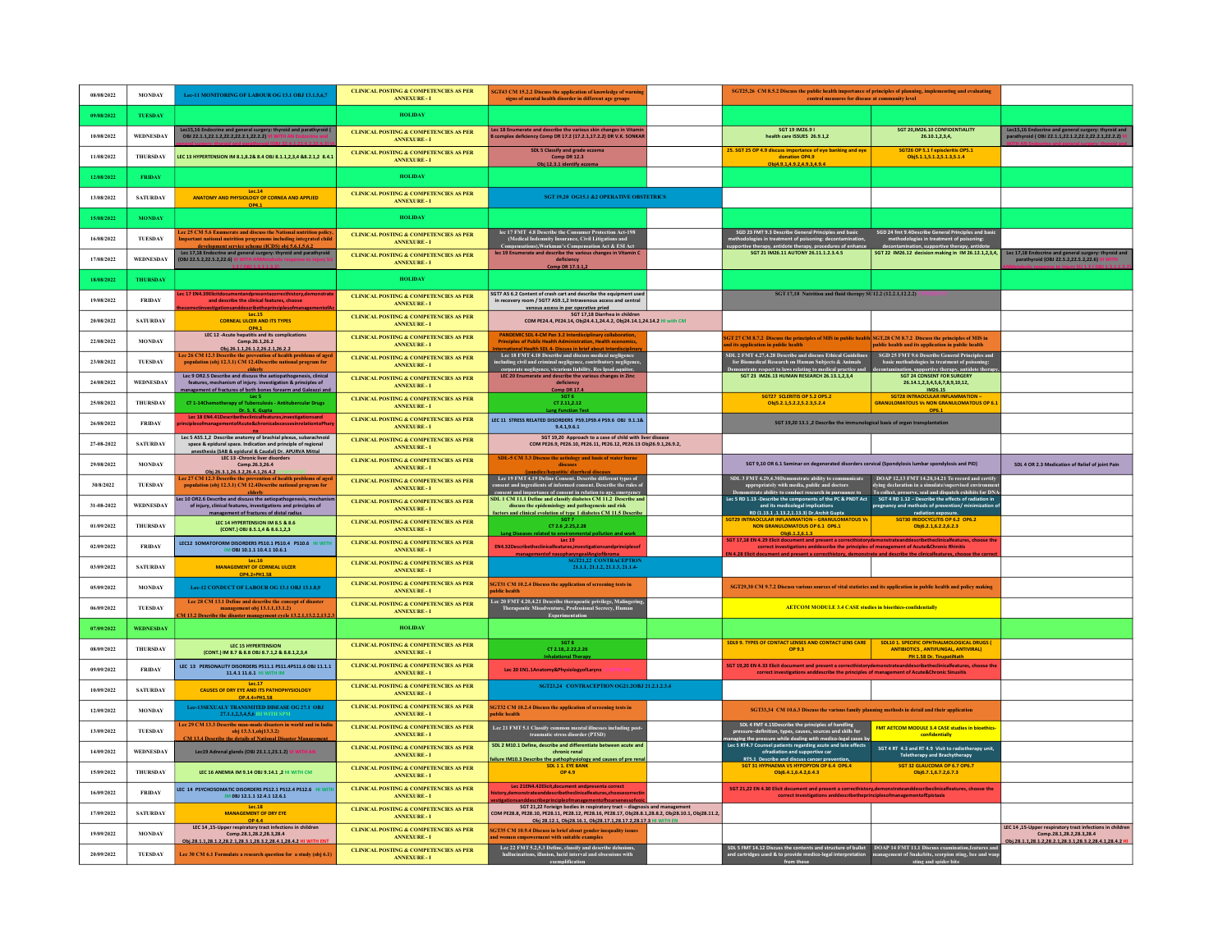| | | | | | | | | |
|---|---|---|---|---|---|---|---|---|
| 08/08/2022 | MONDAY | Lec-11 MONITORING OF LABOUR OG 13.1 OBJ 13.1.5,6,7 | CLINICAL POSTING & COMPETENCIES AS PER ANNEXURE - I | SGT43 CM 15.2.2 Discuss the application of knowledge of warning signs of mental health disorder in different age groups | | SGT25,26 CM 8.5.2 Discuss the public health importance of principles of planning, implementing and evaluating control measures for disease at community level | | |
| 09/08/2022 | TUESDAY | | HOLIDAY | | | | | |
| 10/08/2022 | WEDNESDAY | Lec15,16 Endocrine and general surgery: thyroid and parathyroid ( OBJ 22.1.1,22.1.2,22.2,22.2.1,22.2.2) VI WITH AN Endocrine and general surgery: thyroid and parathyroid (OBJ 22.4.2,22.4.3) VI W | CLINICAL POSTING & COMPETENCIES AS PER ANNEXURE - I | Lec 18 Enumerate and describe the various skin changes in Vitamin B complex deficiency Comp DR 17.2 (17.2.1,17.2.2) DR V.K. SONKAR | | SGT 19 IM26.9 I health care ISSUES 26.9.1,2 | SGT 20,IM26.10 CONFIDENTIALITY 26.10.1,2,3,4, | Lec15,16 Endocrine and general surgery: thyroid and parathyroid ( OBJ 22.1.1,22.1.2,22.2,22.2.1,22.2.2) VI WITH AN Endocrine and general surgery: thyroid and parathyroid |
| 11/08/2022 | THURSDAY | LEC 13 HYPERTENSION IM 8.1,8.2& 8.4 OBJ 8.1.1,2,3,4 &8.2.1,2 8.4.1 | CLINICAL POSTING & COMPETENCIES AS PER ANNEXURE - I | SDL 5 Classify and grade eczema Comp DR 12.3 Obj 12.3.1 identify eczema | | 25. SGT 25 OP 4.9 discuss importance of eye banking and eye donation OP4.9 Obj4.9.1,4.9.2,4.9.3,4.9.4 | SGT26 OP 5.1 f episcleritis OP5.1 Obj5.1.1,5.1.2,5.1.3,5.1.4 | |
| 12/08/2022 | FRIDAY | | HOLIDAY | | | | | |
| 13/08/2022 | SATURDAY | Lec.14 ANATOMY AND PHYSIOLOGY OF CORNEA AND APPLIED OP4.1 | CLINICAL POSTING & COMPETENCIES AS PER ANNEXURE - I | SGT 19,20 OG15.1 &2 OPERATIVE OBSTETRICS | | | | |
| 15/08/2022 | MONDAY | | HOLIDAY | | | | | |
| 16/08/2022 | TUESDAY | Lec 25 CM 5.6 Enumerate and discuss the National nutrition policy, important national nutrition programmes including integrated child development service scheme (ICDS) obj 5.6.1,5.6.2 | CLINICAL POSTING & COMPETENCIES AS PER ANNEXURE - I | lec 17 FMT 4.8 Describe the Consumer Protection Act-198 (Medical Indemnity Insurance, Civil Litigations and Compensations),Workman's Compensation Act & ESI Act | | SGD 23 FMT 9.3 Describe General Principles and basic methodologies in treatment of poisoning: decontamination, supportive therapy, antidote therapy, procedures of enhance | SGD 24 fmt 9.4Describe General Principles and basic methodologies in treatment of poisoning: decontamination, supportive therapy, antidote | |
| 17/08/2022 | WEDNESDAY | Lec 17,18 Endocrine and general surgery: thyroid and parathyroid (OBJ 22.5.2,22.5.2,22.6) VI WITH ANMetabolic response to injury SU 1.2.1 OBJ 1.2.1,1.2.2 | CLINICAL POSTING & COMPETENCIES AS PER ANNEXURE - I | lec 19 Enumerate and describe the various changes in Vitamin C deficiency Comp DR 17.3.1,2 | | SGT 21 IM26.11 AUTONY 26.11.1.2.3.4.5 | SGT 22 IM26.12 decision making in IM 26.12.1,2,3,4, | Lec 17,18 Endocrine and general surgery: thyroid and parathyroid (OBJ 22.5.2,22.5.2,22.6) VI WITH ANMetabolic response to injury SU 1.2.1 OBJ 1.2.1,1.2.2 |
| 18/08/2022 | THURSDAY | | HOLIDAY | | | | | |
| 19/08/2022 | FRIDAY | Lec 17 EN4.39Elicitdocumentandpresentacorrecthistory,demonstrate and describe the clinical features, choose thecorrectinvestigationsanddescribetheprinciplesofmanagementofAc | CLINICAL POSTING & COMPETENCIES AS PER ANNEXURE - I | SGT7 AS 6.2 Content of crash cart and describe the equipment used in recovery room / SGT7 AS9.1,2 Intravenous access and central venous access in per operative pried | | SGT 17,18 Nutrition and fluid therapy SU 12.2 (12.2.1,12.2.2) | | |
| 20/08/2022 | SATURDAY | Lec.15 CORNEAL ULCER AND ITS TYPES OP4.1 | CLINICAL POSTING & COMPETENCIES AS PER ANNEXURE - I | SGT 17,18 Diarrhea in children COM PE24.4, PE24.14, Obj24.4.1,24.4.2, Obj24.14.1,24.14.2 HI with CM | | | | |
| 22/08/2022 | MONDAY | LEC 12 -Acute hepatitis and its complications Comp.26.1,26.2 Obj.26.1.1,26.1.2,26.2.1,26.2.2 | CLINICAL POSTING & COMPETENCIES AS PER ANNEXURE - I | PANDEMIC SDL 4-CM Pan 3.2 Interdisciplinary collaboration, Principles of Public Health Administration, Health economics, International Health SDL 4- Discuss in brief about Interdisciplinary | | SGT 27 CM 8.7.2 Discuss the principles of MIS in public health and its application in public health | SGT,28 CM 8.7.2 Discuss the principles of MIS in public health and its application in public health | |
| 23/08/2022 | TUESDAY | Lec 26 CM 12.3 Describe the prevention of health problems of aged population (obj 12.3.1) CM 12.4Describe national program for elderly | CLINICAL POSTING & COMPETENCIES AS PER ANNEXURE - I | Lec 18 FMT 4.18 Describe and discuss medical negligence including civil and criminal negligence, contributory negligence, corporate negligence, vicarious liability, Res IpsaLoquitor, | | SDL 2 FMT 4.27,4.28 Describe and discuss Ethical Guidelines for Biomedical Research on Human Subjects & Animals Demonstrate respect to laws relating to medical practice and | SGD 25 FMT 9.6 Describe General Principles and basic methodologies in treatment of poisoning: decontamination, supportive therapy, antidote therapy, | |
| 24/08/2022 | WEDNESDAY | Lec 9 OR2.5 Describe and discuss the aetiopathogenesis, clinical features, mechanism of injury. investigation & principles of management of fractures of both bones forearm and Galeazzi and | CLINICAL POSTING & COMPETENCIES AS PER ANNEXURE - I | LEC 20 Enumerate and describe the various changes in Zinc deficiency Comp DR 17.4 | | SGT 23 IM26.13 HUMAN RESEARCH 26.13.1,2,3,4 | SGT 24 CONSENT FOR SURGERY 26.14.1,2,3,4,5,6,7,8,9,10,12, IM26.15 | |
| 25/08/2022 | THURSDAY | Lec 5 CT 1-14Chemotherapy of Tuberculosis - Antitubercular Drugs Dr. S. K. Gupta | CLINICAL POSTING & COMPETENCIES AS PER ANNEXURE - I | SGT 6 CT 2.11,2.12 Lung Function Test | | SGT27 SCLERITIS OP 5.2 OP5.2 Obj5.2.1,5.2.2,5.2.3,5.2.4 | SGT28 INTRAOCULAR INFLAMMATION – GRANULOMATOUS Vs NON GRANULOMATOUS OP 6.1 OP6.1 | |
| 26/08/2022 | FRIDAY | Lec 18 EN4.41Describetheclinicalfeatures,investigationsand principlesofmanagementofAcute&chronicabscessesinrelationtoPharyns | CLINICAL POSTING & COMPETENCIES AS PER ANNEXURE - I | LEC 11 STRESS RELATED DISORDERS PS9.1PS9.4 PS9.6 OBJ 9.1.1& 9.4.1,9.6.1 | | SGT 19,20 13.1 ,2 Describe the immunological basis of organ transplantation | | |
| 27-08-2022 | SATURDAY | Lec 5 AS5.1,2 Describe anatomy of brachial plexus, subarachnoid space & epidural space, Indication and principle of regional anesthesia (SAB & epidural & Caudal) Dr. APURVA MITTAL | CLINICAL POSTING & COMPETENCIES AS PER ANNEXURE - I | SGT 19,20 Approach to a case of child with liver disease COM PE26.9, PE26.10, PE26.11, PE26.12, PE26.13 Obj26.9.1,26.9.2, | | | | |
| 29/08/2022 | MONDAY | LEC 13 -Chronic liver disorders Comp.26.3,26.4 Obj.26.3.1,26.3.2,26.4.1,26.4.2 | CLINICAL POSTING & COMPETENCIES AS PER ANNEXURE - I | SDL-5 CM 3.5 Discuss the aetiology and basis of water borne diseases /jaundice/hepatitis/ diarrheal diseases | | SGT 9,10 OR 6.1 Seminar on degenerated disorders cervical (Spondylosis lumbar spondylosis and PID) | | SDL 4 OR 2.5 Medication of Relief of Joint Pain |
| 30/8/2022 | TUESDAY | Lec 27 CM 12.3 Describe the prevention of health problems of aged population (obj 12.3.1) CM 12.4Describe national program for elderly | CLINICAL POSTING & COMPETENCIES AS PER ANNEXURE - I | Lec 19 FMT 4.19 Define Consent. Describe different types of consent and ingredients of informed consent. Describe the rules of consent and importance of consent in relation to age, emergency | | SDL 3 FMT 4.29,4.30Demonstrate ability to communicate appropriately with media, public and doctors Demonstrate ability to conduct research in pursuance to | DOAP 12,13 FMT 14.20,14.21 To record and certify dying declaration in a simulate/supervised environment To collect, preserve, seal and dispatch exhibits for DNA- | |
| 31-08-2022 | WEDNESDAY | Lec 10 OR2.6 Describe and discuss the aetiopathogenesis, mechanism of injury, clinical features, investigations and principles of management of fractures of distal radius | CLINICAL POSTING & COMPETENCIES AS PER ANNEXURE - I | SDL 1 CM 11.1 Define and classify diabetes CM 11.2 Describe and discuss the epidemiology and pathogenesis and risk factors and clinical evolution of type 1 diabetes CM 11.5 Describe | | Lec 5 RD 1.13 -Describe the components of the PC & PNDT Act and its medicolegal implications RD (1.13.1 ,1.13.2,1.13.3) Dr.Archit Gupta | SGT 4 RD 1.12 – Describe the effects of radiation in pregnancy and methods of prevention/ minimization of radiation exposure. | |
| 01/09/2022 | THURSDAY | LEC 14 HYPERTENSION IM 8.5 & 8.6 (CONT.) OBJ 8.5.1,4 & 8.6.1,2,3 | CLINICAL POSTING & COMPETENCIES AS PER ANNEXURE - I | SGT 7 CT 2.6 ,2.25,2.28 Lung Diseases related to environmental pollution and work | | SGT29 INTRAOCULAR INFLAMMATION – GRANULOMATOUS Vs NON GRANULOMATOUS OP 6.1 OP6.1 Obj6.1.2,6.1.3 | SGT30 IRIDOCYCLITIS OP 6.2 OP6.2 Obj6.2.1,6.2.2,6.2.3 | |
| 02/09/2022 | FRIDAY | LEC12 SOMATOFORM DISORDERS PS10.1 PS10.4 PS10.6 HI WITH IM OBJ 10.1.1 10.4.1 10.6.1 | CLINICAL POSTING & COMPETENCIES AS PER ANNEXURE - I | Lec 19 EN4.32Describetheclinicalfeatures,investigationsandprinciplesof managementof nasopharyngealAngiofibroma | | SGT 17,18 EN 4.29 Elicit document and present a correcthistorydemonstrateanddescribetheclinicalfeatures, choose the correct investigations anddescribe the principles of management of Acute&Chronic Rhinitis EN 4.28 Elicit document and present a correcthistory, demonstrate and describe the clinicalfeatures, choose the correct | | |
| 03/09/2022 | SATURDAY | Lec.16 MANAGEMENT OF CORNEAL ULCER OP4.2+PH1.58 | CLINICAL POSTING & COMPETENCIES AS PER ANNEXURE - I | SGT21,22 CONTRACEPTION 21.1.1, 21.1.2, 21.1.3, 21.1.4- | | | | |
| 05/09/2022 | MONDAY | Lec-12 CONDUCT OF LABOUR OG 13.1 OBJ 13.1.8,9 | CLINICAL POSTING & COMPETENCIES AS PER ANNEXURE - I | SGT31 CM 10.2.4 Discuss the application of screening tests in public health | | SGT29,30 CM 9.7.2 Discuss various sources of vital statistics and its application in public health and policy making | | |
| 06/09/2022 | TUESDAY | Lec 28 CM 13.1 Define and describe the concept of disaster management obj 13.1.1,13.1.2) CM 13.2 Describe the disaster management cycle 13.2.1,13.2.2,13.2.3 | CLINICAL POSTING & COMPETENCIES AS PER ANNEXURE - I | Lec 20 FMT 4.20,4.21 Describe therapeutic privilege, Malingering, Therapeutic Misadventure, Professional Secrecy, Human Experimentation | | AETCOM MODULE 3.4 CASE studies in bioethics-confidentially | | |
| 07/09/2022 | WEDNESDAY | | HOLIDAY | | | | | |
| 08/09/2022 | THURSDAY | LEC 15 HYPERTENSION (CONT.) IM 8.7 & 8.8 OBJ 8.7.1,2 & 8.8.1,2,3,4 | CLINICAL POSTING & COMPETENCIES AS PER ANNEXURE - I | SGT 8 CT 2.18,,2.22,2.26 Inhalational Therapy | | SDL9 9. TYPES OF CONTACT LENSES AND CONTACT LENS CARE OP 9.3 | SDL10 1. SPECIFIC OPHTHALMOLOGICAL DRUGS ( ANTIBIOTICS , ANTIFUNGAL, ANTIVIRAL) PH 1.58 Dr. TirupatiNath | |
| 09/09/2022 | FRIDAY | LEC 13 PERSONALITY DISORDERS PS11.1 PS11.4PS11.6 OBJ 11.1.1 11.4.1 11.6.1 HI WITH IM | CLINICAL POSTING & COMPETENCIES AS PER ANNEXURE - I | Lec 20 EN1.1Anatomy&PhysiologyofLarynx | | SGT 19,20 EN 4.33 Elicit document and present a correcthistorydemonstrateanddescribetheclinicalfeatures, choose the correct investigations anddescribe the principles of management of Acute&Chronic Sinusitis | | |
| 10/09/2022 | SATURDAY | Lec.17 CAUSES OF DRY EYE AND ITS PATHOPHYSIOLOGY OP.4.4+PH1.58 | CLINICAL POSTING & COMPETENCIES AS PER ANNEXURE - I | SGT23,24 CONTRACEPTION OG21.2OBJ 21.2.1.2.3.4 | | | | |
| 12/09/2022 | MONDAY | Lec-13SEXUALY TRANSMITED DISEASE OG 27.1 OBJ 27.1.1.2,3,4,5,6 HI WITH SPM | CLINICAL POSTING & COMPETENCIES AS PER ANNEXURE - I | SGT32 CM 10.2.4 Discuss the application of screening tests in public health | | SGT33,34 CM 10.6.3 Discuss the various family planning methods in detail and their application | | |
| 13/09/2022 | TUESDAY | Lec 29 CM 13.3 Describe man-made disasters in world and in India obj 13.3.1,obj13.3.2) CM 13.4 Describe the details of National Disaster Management | CLINICAL POSTING & COMPETENCIES AS PER ANNEXURE - I | Lec 21 FMT 5.1 Classify common mental illnesses including post-traumatic stress disorder (PTSD) | | SDL 4 FMT 4.15Describe the principles of handling pressure–definition, types, causes, sources and skills for managing the pressure while dealing with medico-legal cases by | FMT AETCOM MODULE 3.4 CASE studies in bioethics-confidentially | |
| 14/09/2022 | WEDNESDAY | Lec19 Adrenal glands (OBJ 23.1.1,23.1.2) VI WITH AN | CLINICAL POSTING & COMPETENCIES AS PER ANNEXURE - I | SDL 2 M10.1 Define, describe and differentiate between acute and chronic renal failure IM10.3 Describe the pathophysiology and causes of pre renal | | Lec 5 RT4.7 Counsel patients regarding acute and late effects ofradiation and supportive car RT5.1 Describe and discuss cancer prevention, | SGT 4 RT 4.3 and RT 4.9 Visit to radiotherapy unit, Teletherapy and Brachytherapy | |
| 15/09/2022 | THURSDAY | LEC 16 ANEMIA IM 9.14 OBJ 9.14.1 ,2 HI WITH CM | CLINICAL POSTING & COMPETENCIES AS PER ANNEXURE - I | SDL 1 1. EYE BANK OP 4.9 | | SGT 31 HYPHAEMA VS HYPOPYON OP 6.4 OP6.4 Obj6.4.1,6.4.2,6.4.3 | SGT 32 GLAUCOMA OP 6.7 OP6.7 Obj6.7.1,6.7.2,6.7.3 | |
| 16/09/2022 | FRIDAY | LEC 14 PSYCHOSOMATIC DISORDERS PS12.1 PS12.4 PS12.6 HI WITH IM OBJ 12.1.1 12.4.1 12.6.1 | CLINICAL POSTING & COMPETENCIES AS PER ANNEXURE - I | Lec 21EN4.42Elicit,document andpresenta correct history,demonstrateanddescribetheclinicalfeatures,choosecorrectin vestigationsanddescribeprinciplesofmanagementofhoarsenessofvoic | | SGT 21,22 EN 4.30 Elicit document and present a correcthistory,demonstrateanddescribeclinicalfeatures, choose the correct investigations anddescribetheprinciplesofmanagementofEpistaxis | | |
| 17/09/2022 | SATURDAY | Lec.18 MANAGEMENT OF DRY EYE OP 4.4 | CLINICAL POSTING & COMPETENCIES AS PER ANNEXURE - I | SGT 21,22 Foreign bodies in respiratory tract – diagnosis and management COM PE28.8, PE28.10, PE28.11, PE28.12, PE28.16, PE28.17, Obj28.8.1,28.8.2, Obj28.10.1, Obj28.11.2, Obj 28.12.1, Obj28.16.1, Obj28.17.1,28.17.2,28.17.3 HI WITH EN | | | | |
| 19/09/2022 | MONDAY | LEC 14 ,15-Upper respiratory tract infections in children Comp.28.1,28.2,28.3,28.4 Obj.28.1.1,28.1.2,28.2.1,28.3.1,28.3.2,28.4.1,28.4.2 HI WITH ENT | CLINICAL POSTING & COMPETENCIES AS PER ANNEXURE - I | SGT35 CM 10.9.4 Discuss in brief about gender inequality issues and women empowerment with suitable examples | | | | LEC 14 ,15-Upper respiratory tract infections in children Comp.28.1,28.2,28.3,28.4 Obj.28.1.1,28.1.2,28.2.1,28.3.1,28.3.2,28.4.1,28.4.2 HI |
| 20/09/2022 | TUESDAY | Lec 30 CM 6.1 Formulate a research question for a study (obj 6.1) | CLINICAL POSTING & COMPETENCIES AS PER ANNEXURE - I | Lec 22 FMT 5.2,5.3 Define, classify and describe delusions, hallucinations, illusion, lucid interval and obsessions with exemplification | | SDL 5 FMT 14.12 Discuss the contents and structure of bullet and cartridges used & to provide medico-legal interpretation from these | DOAP 14 FMT 11.1 Discuss examination,features and management of Snakebite, scorpion sting, bee and wasp sting and spider bite | |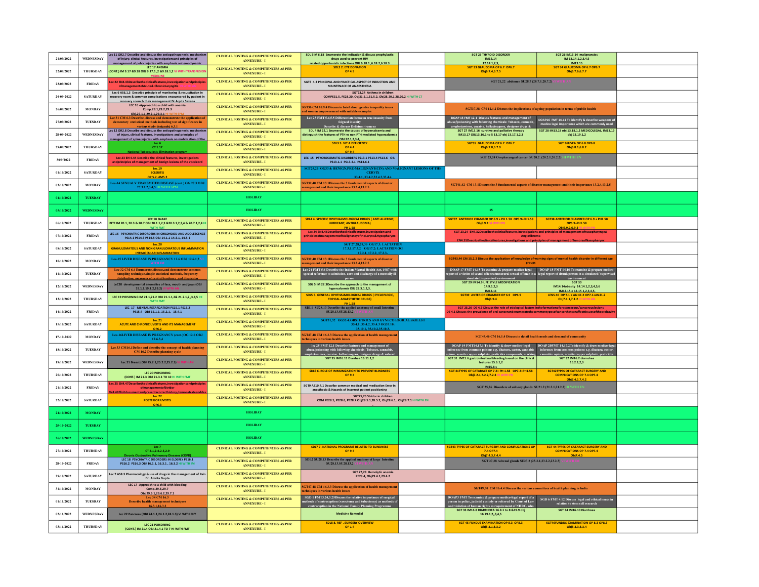| | | | | | | | | |
|---|---|---|---|---|---|---|---|---|
| 21/09/2022 | WEDNESDAY | Lec 11 OR2.7 Describe and discuss the aetiopathogenesis, mechanism of injury, clinical features, investigationsand principles of management of pelvic injuries with emphasis onhemodynamic | CLINICAL POSTING & COMPETENCIES AS PER ANNEXURE - I | SDL 3IM 6.18 Enumerate the indication & discuss prophylactic drugs used to prevent HIV related opportunistic infections OBJ 6.18.1 ,6.18.2,6.18.3 | | SGT 25 THYROID DISORDER IM12.14 12.14.1,2,3, | SGT 26 IM13.14 malignancies IM 13.14.1,2,3,4,5 IM13.15 | |
| 22/09/2022 | THURSDAY | LEC 17 ANEMIA (CONT.) IM 9.17 &9.18 OBJ 9.17.1,2 &9.18.1,2 VI WITH TRANSFUSION MEDICINE | CLINICAL POSTING & COMPETENCIES AS PER ANNEXURE - I | SDL 2. EYE DONATION OP 4.9 | | SGT 33 GLAUCOMA OP 6.7 OP6.7 Obj6.7.6,6.7.5 | SGT 34 GLAUCOMA OP 6.7 OP6.7 Obj6.7.6,6.7.7 | |
| 23/09/2022 | FRIDAY | Lec 22 EN4.43Describetheclinicalfeatures,investigationsandprinciples ofmanagementofAcute& ChronicLaryngitis | CLINICAL POSTING & COMPETENCIES AS PER ANNEXURE - I | SGT8 4.3 PRINCIPAL AND PRACTICAL ASPECT OF INDUCTION AND MAINTENACE OF ANAESTHESIA | | SGT 21,22 abdomen SU28.7 (28.7.1,28.7.2) | | |
| 24-09-2022 | SATURDAY | Lec 6 AS6.1,3 Describe principle of monitoring & resuscitation in recovery room & common complications encountered by patient in recovery room & their management Dr Arpita Saxena | CLINICAL POSTING & COMPETENCIES AS PER ANNEXURE - I | SGT23,24 Asthma in children COMPE31.5, PE28.20, Obj31.5.1,31.5.2, Obj28.20.1,28.20.2 HI WITH CT | | | | |
| 26/09/2022 | MONDAY | LEC 16 -Approach to a child with anemia Comp.29.1,29.2,29.3 Obj.29.1.1,29.2.1,29.3.1 HI WITH SPM | CLINICAL POSTING & COMPETENCIES AS PER ANNEXURE - I | SGT36 CM 10.9.4 Discuss in brief about gender inequality issues and women empowerment with suitable examples | | SGT37,38 CM 12.1.2 Discuss the implications of ageing population in terms of public health | | |
| 27/09/2022 | TUESDAY | Lec 31 CM 6.3 Describe, discuss and demonstrate the application of elementary statistical methods including test of significance in various study designs) 6.3.1 | CLINICAL POSTING & COMPETENCIES AS PER ANNEXURE - I | Lec 23 FMT 5.4,5.5 Differentiate between true insanity from feigned insanity Describe & discuss Delirium tremens | | DOAP 15 FMT 12.1 Discuss features and management of abuse/poisoning with following chemicals: Tobacco, cannabis, amphetamines, cocaine, hallucinogens, designer drugs & | DOAP16 FMT 14.11 To identify & describe weapons of medico legal importance which are commonly used | |
| 28-09-2022 | WEDNESDAY | Lec 12 OR2.8 Describe and discuss the aetiopathogenesis, mechanism of injury, clinical features, investigations and principles of management of spine injuries with emphasis on mobilization of the | CLINICAL POSTING & COMPETENCIES AS PER ANNEXURE - I | SDL 4 IM 22.1 Enumerate the causes of hypercalcemia and distinguish the features of PTH vs non PTH mediated hypercalcemia OBJ 22.1,2,3,4, | | SGT 27 IM13.16 curative and palliative therapy IM13.17 OBJ13.16.1 to 5 13.17 obj 13.17.1,2,3 | SGT 28 IM13.18 obj 13.18.1,2 MEDICOLEGAL, IM13.19 obj 13.19.1,2 | |
| 29/09/2022 | THURSDAY | Lec 6 CT 1.17 National Tuberculosis Elimination program | CLINICAL POSTING & COMPETENCIES AS PER ANNEXURE - I | SDL3 3. VIT A DEFICIENCY OP 4.4 OP 9.4 | | SGT35 GLAUCOMA OP 6.7 OP6.7 Obj6.7.8,6.7.9 | SGT 36UVEA OP 6.8 OP6.8 Obj6.8.1,6.8.2 | |
| 30/9/2022 | FRIDAY | Lec 23 EN 4.44 Describe the clinical features, investigations andprinciples of management of Benign lesions of the vocalcord | CLINICAL POSTING & COMPETENCIES AS PER ANNEXURE - I | LEC 15 PSYCHOSOMATIC DISORDERS PS13.1 PS13.4 PS13.6 OBJ PS13.1.1 PS13.4.1 PS13.6.1 | | SGT 23,24 Oropharyngeal cancer SU20.2. (20.2.1,20.2.2) HI WITH EN | | |
| 01/10/2022 | SATURDAY | Lec.19 SCLERITIS OP 5.2 +IM5.2 | CLINICAL POSTING & COMPETENCIES AS PER ANNEXURE - I | SGT25,26 OG33.4: BENIGN,PRE-MALIGNANT(CIN) AND MALIGNANT LESIONS OF THE CERVIX 33.4.1, 33.4.2,33.4.3,33.4.4 | | | | |
| 03/10/2022 | MONDAY | Lec-14 SEXUALY TRANSMITED DISEASE (cont.) OG 27.3 OBJ 27.3.1,2,3,4,5 HI WITH SPM | CLINICAL POSTING & COMPETENCIES AS PER ANNEXURE - I | SGT39,40 CM 13.1Discuss the 3 fundamental aspects of disaster management and their importance 13.2.4,13.2.5 | | SGT41,42 CM 13.1Discuss the 3 fundamental aspects of disaster management and their importance 13.2.4,13.2.5 | | |
| 04/10/2022 | TUESDAY | | HOLIDAY | | | | | |
| 05/10/2022 | WEDNESDAY | | HOLIDAY | | | 15 | | |
| 06/10/2022 | THURSDAY | LEC 18 SNAKE BITE IM 20.1, 20.3 & 20.7 OBJ 20.1.1,2,3 &20.3.1,2,3,4 & 20.7.1,2,4 HI WITH FMT | CLINICAL POSTING & COMPETENCIES AS PER ANNEXURE - I | SDL4 4. SPECIFIC OPHTHALMOLOGICAL DRUGS ( ANTI ALLERGIC, LUBRICANT, ANTIGLAUCOMA) PH 1.58 | | SGT37 ANTERIOR CHAMBER OP 6.9 + PH 1.58 OP6.9+PH1.58 Obj6.9.1 VI WITH PH | SGT38 ANTERIOR CHAMBER OP 6.9 + PH1.58 OP6.9+PH1.58 Obj6.9.2,6.9.3 VI WITH PH | |
| 07/10/2022 | FRIDAY | LEC 16 PSYCHIATRIC DISORDERS IN CHILDHOOD AND ADOLESCENCE PS14.1 PS14.3 PS14.5 OBJ 14.1.1 14.3.1, 14.5.1 | CLINICAL POSTING & COMPETENCIES AS PER ANNEXURE - I | Lec 24 EN4.46Describetheclinicalfeatures,investigationsand principlesofmanagementofMalignancyoftheLarynx&Hypopharynx | | SGT 23,24 EN4.32Describetheclinicalfeatures,investigations and principles of management ofnasopharyngeal Angiofibroma EN4.35Describetheclinicalfeatures,investigations and principles of management ofTumorsofNasopharynx | | |
| 08/10/2022 | SATURDAY | Lec.20 GRANULOMATOUS AND NON GRANULOMATOUS INFLAMMATION OF UVEA(UVEAL INFLAMMATION | CLINICAL POSTING & COMPETENCIES AS PER ANNEXURE - I | SGT 27,28,29,30 OG17.1: LACTATION 17.3.1,17.3.2 OG17.2: LACTATION OG 17.2.1, 17.2.2, 17.2.3 | | | | |
| 10/10/2022 | MONDAY | Lec-15 LIVER DISEASE IN PREGNANCY 12.6 OBJ 12.6.1,2 | CLINICAL POSTING & COMPETENCIES AS PER ANNEXURE - I | SGT39,40 CM 13.1Discuss the 3 fundamental aspects of disaster management and their importance 13.2.4,13.2.5 | | SGT43,44 CM 15.2.2 Discuss the application of knowledge of warning signs of mental health disorder in different age groups | | |
| 11/10/2022 | TUESDAY | Lec 32 CM 6.4 Enumerate, discuss,and demonstrate common sampling techniques,simple statistical methods, frequency distribution, measures of central tendency and dispersion | CLINICAL POSTING & COMPETENCIES AS PER ANNEXURE - I | Lec 24 FMT 5.6 Describe the Indian Mental Health Act, 1987 with special reference to admission, care and discharge of a mentally ill person | | DOAP 17 FMT 14.15 To examine & prepare medico-legal report of a victim of sexual offence/unnatural sexual offence in a simulated/supervised environment | DOAP 18 FMT 14.16 To examine & prepare medico-legal report of drunk person in a simulated/ supervised environment | |
| 12/10/2022 | WEDNESDAY | LeC20 developmental anomalies of face, mouth and jaws (OBJ 19.1.1,19.1.2,19.2) VI WITH AN | CLINICAL POSTING & COMPETENCIES AS PER ANNEXURE - I | SDL 5 IM 22.3Describe the approach to the management of hypercalcemia OBJ 22.3.1,2,3, | | SGT 29 IM14.9 LIFE STYLE MODIFICATION 14.9.1,2,3 IM14.11 | SGT 30 IM14.14obesity 14.14.1,2,3,4,5,6 IM14.15 + 14.15.1,2,3,4,5, | |
| 13/10/2022 | THURSDAY | LEC 19 POISONING IM 21.1,21.2 OBJ 21.1.1,2& 21.2.1,2,3,4,5 HI WITH FMT | CLINICAL POSTING & COMPETENCIES AS PER ANNEXURE - I | SDL5 5. GENERAL OPHTHALMOLOGICAL DRUGS ( CYCLOPLEGIC, TOPICAL ANAESTHETIC DRUGS) PH 1.58 | | SGT39 ANTERIOR CHAMBER OP 6.9 OP6.9 Obj6.9.4 | LENS 40 OP 7.1 + AN 41.2 OP7.1+AN41.2 Obj7.1.1,7.1.2 VI WITH AN | |
| 14/10/2022 | FRIDAY | LEC 17 MENTAL RETARDATION PS15.1 PS15.2 PS15.4 OBJ 15.1.1, 15.2.1, 15.4.1 | CLINICAL POSTING & COMPETENCIES AS PER ANNEXURE - I | SDL1 SU28.13 Describe the applied anatomy of small intestine SU28.13.SU28.13.2 | | SGT 25,26 DE 4.2 Discuss the role of etiological factors intheformationofprecancerous/cancerouslesions DE 4.1 Discuss the prevalence of oral cancerandenumeratethecommontypesofcancerthatcanaffecttissuesoftheoralcavity | | |
| 15/10/2022 | SATURDAY | Lec.21 ACUTE AND CHRONIC UVEITIS AND ITS MANAGEMENT OP6.2 | CLINICAL POSTING & COMPETENCIES AS PER ANNEXURE - I | SGT31,32 OG35.4:OBSTETRICS AND GYNECOLOGICAL SKILLS I 35.4.1, 35.4.2, 35.4.3 OG35.10: 35.10.1, 35.10.2,35.10.3 | | | | |
| 17-10-2022 | MONDAY | Lec-16LIVER DISEASE IN PREGNANCY (cont.)OG 12.6 OBJ 12.6.3,4 | CLINICAL POSTING & COMPETENCIES AS PER ANNEXURE - I | SGT47,48 CM 16.3.3 Discuss the application of health management techniques in various health issues | | SGT45,46 CM 16.1.4 Discuss in detail health needs and demand of community | | |
| 18/10/2022 | TUESDAY | Lec 33 CM16.1Define and describe the concept of health planning CM 16.2 Describe planning cycle | CLINICAL POSTING & COMPETENCIES AS PER ANNEXURE - I | Lec 25 FMT 12.1 Describe features and management of abuse/poisoning with following chemicals: Tobacco, cannabis, amphetamines, cocaine, hallucinogens, designer drugs & solvent | | DOAP 19 FMT14.17.1 To identify & draw medico-legal inference from common poisons e.g. dhatura, castor, cannabis opium, aconite copper sulphate, pesticides compounds, marking | DOAP 20FMT 14.17.2To identify & draw medico-legal inference from common poisons e.g. dhatura, castor, cannabis opium, aconite copper sulphate, pesticides | |
| 19/10/2022 | WEDNESDAY | Lec 21 Breast (OBJ 25.2.1,25.2.2,25.2.3) VI WITH AN | CLINICAL POSTING & COMPETENCIES AS PER ANNEXURE - I | SGT 35 IM16.11 Diarrhea 16.11.1,2 | | SGT 31 IM15.6 gastrointestinal bleeding based on the clinical features 15.6.1,2 IM15.8 s | SGT 32 IM16.2 diarrohea 16.2.1,2,3 | |
| 20/10/2022 | THURSDAY | LEC 20 POISONING (CONT.) IM 21.3 OBJ 21.3.1 TO 10 HI WITH FMT | CLINICAL POSTING & COMPETENCIES AS PER ANNEXURE - I | SDL6 6. ROLE OF IMMUNIZATION TO PREVENT BLINDNESS OP 9.4 | | SGT 41TYPES OF CATARACT OP 7.2+ PH 1.58 OP7.2+PH1.58 Obj7.2.1,7.2.2,7.2.3 VI WITH PH | SGT42TYPES OF CATARACT SURGERY AND COMPLICATIONS OP 7.4 OP7.4 Obj7.4.1,7.4.2 | |
| 21/10/2022 | FRIDAY | Lec 25 EN4.47Describetheclinicalfeatures,investigationsandprinciples ofmanagementofStridor EN4.48Elicitdocumentandpresentacorrecthistory,demonstrateanddes | CLINICAL POSTING & COMPETENCIES AS PER ANNEXURE - I | SGT9 AS10.4.1 Describe common medical and medication Error in anesthesia & Hazards of incorrect patient positioning | | SGT 25,26 Disorders of salivary glands SU21.2 (21.2.1,21.2.2) HI WITH EN | | |
| 22/10/2022 | SATURDAY | Lec.22 POSTERIOR UVEITIS OP6.3 | CLINICAL POSTING & COMPETENCIES AS PER ANNEXURE - I | SGT25,26 Stridor in children COM PE28.5, PE28.6, PE28.7 Obj28.5.1,28.5.2, Obj28.6.1, Obj28.7.1 HI WITH EN | | | | |
| 24/10/2022 | MONDAY | | HOLIDAY | | | | | |
| 25-10-2022 | TUESDAY | | HOLIDAY | | | | | |
| 26/10/2022 | WEDNESDAY | | HOLIDAY | | | | | |
| 27/10/2022 | THURSDAY | Lec 7 CT 2.1,2.4.2,5,2.9 Chronic Obstructive Pulmonary Diseases (COPD) | CLINICAL POSTING & COMPETENCIES AS PER ANNEXURE - I | SDL7 7. NATIONAL PROGRAMS RELATED TO BLINDNESS OP 9.4 | | SGT43 TYPES OF CATARACT SURGERY AND COMPLICATIONS OP 7.4 OP7.4 Obj7.4.3,7.4.4 | SGT 44 TYPES OF CATARACT SURGERY AND COMPLICATIONS OP 7.4 OP7.4 Obj7.4.5 | |
| 28-10-2022 | FRIDAY | LEC 18 PSYCHIATRIC DISORDERS IN ELDERLY PS16.1 PS16.2 PS16.3 OBJ 16.1.1, 16.3.1 , 16.3.2 HI WITH IM | CLINICAL POSTING & COMPETENCIES AS PER ANNEXURE - I | SDL2 SU28.13 Describe the applied anatomy of large intestine SU28.13.SU28.13.2 | | SGT 27,28 Adrenal glands SU23.2 (23.2.1,23.2.2,23.2.3) | | |
| 29/10/2022 | SATURDAY | Lec 7 AS8.3 Pharmacology & use of drugs in the management of Pain Dr. Amrita Gupta | CLINICAL POSTING & COMPETENCIES AS PER ANNEXURE - I | SGT 27,28 Hemolytic anemia PE29.4, Obj29.4.1,29.4.2 | | | | |
| 31/10/2022 | MONDAY | LEC 17 -Approach to a child with bleeding Comp.29.6,29.7 Obj.29.6.1,29.6.2,29.7.1 | CLINICAL POSTING & COMPETENCIES AS PER ANNEXURE - I | SGT47,48 CM 16.3.3 Discuss the application of health management techniques in various health issues | | SGT49,50 CM 16.4.4 Discuss the various committees of health planning in India | | |
| 01/11/2022 | TUESDAY | Lec 34 CM 16.3 Describe health management techniques 16.3.1,16.3.2 | CLINICAL POSTING & COMPETENCIES AS PER ANNEXURE - I | SGD 1 FMT3.24,3.25Discuss the relative importance of surgical methods of contraception (vasectomy and tubectomy) as methods of contraception in the National Family Planning Programme | | DOAP3 FMT To examine & prepare medico-legal report of a person in police, judicial custody or referred by Court of Law and violation of human rights as requirement of NHRC, who | SGD 6 FMT4.12 Discuss legal and ethical issues in relation to stem cell research | |
| 02/11/2022 | WEDNESDAY | Lec 22 Pancreas (OBJ 24.1.1,24.1.2,24.1.3) VI WITH PHY | | Medicine Remedial | | SGT 33 IM16.8 DIARRHOEA 16.8.1 to 8 &19.9 obj 16.19.1,2,,3,4,5 | SGT 34 IM16.10 Diarrhoea | |
| 03/11/2022 | THURSDAY | LEC 21 POISONING (CONT.) IM 21.4 OBJ 21.4.1 TO 7 HI WITH FMT | CLINICAL POSTING & COMPETENCIES AS PER ANNEXURE - I | SDL8 8. REF . SURGERY OVERVIEW OP 1.4 | | SGT 45 FUNDUS EXAMINATION OP 8.3 OP8.3 Obj8.3.1,8.3.2 | SGT46FUNDUS EXAMINATION OP 8.3 OP8.3 Obj8.3.3,8.3.4 | |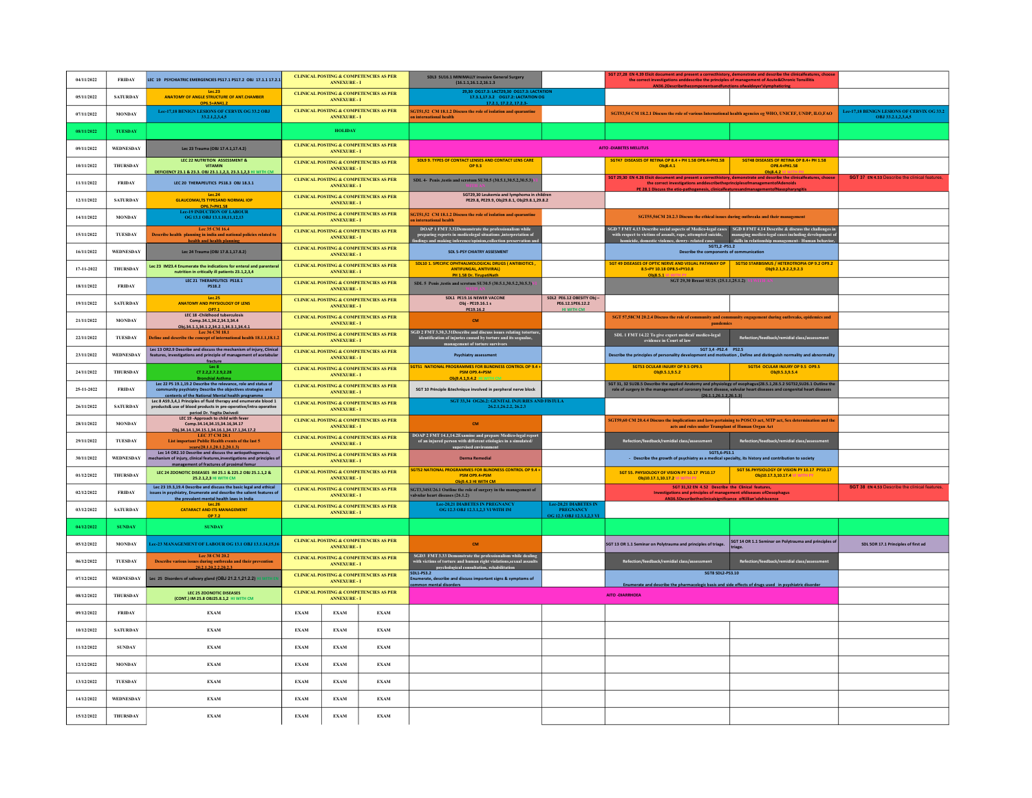| Date | Day | | | | | | | | |
|---|---|---|---|---|---|---|---|---|---|
| 04/11/2022 | FRIDAY | LEC 19 PSYCHIATRIC EMERGENCIES PS17.1 PS17.2 OBJ 17.1.1 17.2.1 | CLINICAL POSTING & COMPETENCIES AS PER ANNEXURE - I | | SDL3 SU16.1 MINIMALLY invasive General Surgery [16.1.1,16.1.2,16.1.3 | | SGT 27,28 EN 4.39 Elicit document and present a correcthistory, demonstrate and describe the clinicalfeatures, choose the correct investigations anddescribe the principles of management of Acute&Chronic Tonsillitis AN36.2Describethecomponentsandfunctions ofwaldeyer'slymphaticring | | |
| 05/11/2022 | SATURDAY | Lec.23 ANATOMY OF ANGLE STRUCTURE OF ANT.CHAMBER OP6.5+AN41.2 | CLINICAL POSTING & COMPETENCIES AS PER ANNEXURE - I | | 29,30 OG17.3: LACT29,30 OG17.3: LACTATION 17.3.1,17.3.2 OG17.2: LACTATION OG 17.2.1, 17.2.2, 17.2.3- | | | | |
| 07/11/2022 | MONDAY | Lec-17,18 BENIGN LESIONS OF CERVIX OG 33.2 OBJ 33.2.1,2,3,4,5 | CLINICAL POSTING & COMPETENCIES AS PER ANNEXURE - I | | SGT51,52 CM 18.1.2 Discuss the role of isolation and quarantine on international health | | SGT53,54 CM 18.2.1 Discuss the role of various international health agencies eg WHO, UNICEF, UNDP, ILO,FAO | | Lec-17,18 BENIGN LESIONS OF CERVIX OG 33.2 OBJ 33.2.1,2,3,4,5 |
| 08/11/2022 | TUESDAY | | HOLIDAY | | | | | | |
| 09/11/2022 | WEDNESDAY | Lec 23 Trauma (OBJ 17.4.1,17.4.2) | CLINICAL POSTING & COMPETENCIES AS PER ANNEXURE - I | | AITO -DIABETES MELLITUS | | | | |
| 10/11/2022 | THURSDAY | LEC 22 NUTRITION ASSESSMENT & VITAMIN DEFICIENCY 23.1 & 23.3. OBJ 23.1.1,2,3, 23.3.1,2,3 HI WITH CM | CLINICAL POSTING & COMPETENCIES AS PER ANNEXURE - I | | SDL9 9. TYPES OF CONTACT LENSES AND CONTACT LENS CARE OP 9.3 | | SGT47 DISEASES OF RETINA OP 8.4 + PH 1.58 OP8.4+PH1.58 Obj8.4.1 | SGT48 DISEASES OF RETINA OP 8.4+ PH 1.58 OP8.4+PH1.58 Obj8.4.2 VI WITH PH | |
| 11/11/2022 | FRIDAY | LEC 20 THERAPEUTICS PS18.3 OBJ 18.3.1 | CLINICAL POSTING & COMPETENCIES AS PER ANNEXURE - I | | SDL 4- Penis ,testis and scerotum SU30.5 (30.5.1,30.5.2,30.5.3) | | SGT 29,30 EN 4.26 Elicit document and present a correcthistory, demonstrate and describe the clinicalfeatures, choose the correct investigations anddescribethe principlesofmanagementofAdenoids PE 28.1 Discuss the etio-pathogenesis, clinicalfeaturesandmanagementofNasopharyngitis | | SGT 37 EN 4.53 Describe the clinical features, |
| 12/11/2022 | SATURDAY | Lec.24 GLAUCOMA,ITS TYPESAND NORMAL IOP OP6.7+PH1.58 | CLINICAL POSTING & COMPETENCIES AS PER ANNEXURE - I | | SGT29,30 Leukemia and lymphoma in children PE29.8, PE29.9, Obj29.8.1, Obj29.8.2 | | | | |
| 14/11/2022 | MONDAY | Lec-19 INDUCTION OF LABOUR OG 13.1 OBJ 13.1.10,11,12,13 | CLINICAL POSTING & COMPETENCIES AS PER ANNEXURE - I | | SGT51,52 CM 18.1.2 Discuss the role of isolation and quarantine on international health | | SGT55,56CM 20.2.3 Discuss the ethical issues during outbreaks and their management | | |
| 15/11/2022 | TUESDAY | Lec 35 CM 16.4 Describe health planning in india and national policies related to health and health planning | CLINICAL POSTING & COMPETENCIES AS PER ANNEXURE - I | | DOAP 1 FMT 3.32Demonstrate the professionalism while preparing reports in medicolegal situations ,interpretation of findings and making inference/opinion,collection preservation and | | SGD 7 FMT 4.13 Describe social aspects of Medico-legal cases with respect to victims of assault, rape, attempted suicide, homicide, domestic violence, dowry- related cases | SGD 8 FMT 4.14 Describe & discuss the challenges in managing medico-legal cases including development of skills in relationship management– Human behavior, | |
| 16/11/2022 | WEDNESDAY | Lec 24 Trauma (OBJ 17.8.1,17.8.2) | CLINICAL POSTING & COMPETENCIES AS PER ANNEXURE - I | | SDL 5-PSY CHIATRY ASSESMENT | | SGT1,2 -PS1.2 Describe the components of communication | | |
| 17-11-2022 | THURSDAY | Lec 23 IM23.4 Enumerate the indications for enteral and parenteral nutrition in critically ill patients 23.1,2,3,4 | CLINICAL POSTING & COMPETENCIES AS PER ANNEXURE - I | | SDL10 1. SPECIFIC OPHTHALMOLOGICAL DRUGS ( ANTIBIOTICS , ANTIFUNGAL, ANTIVIRAL) PH 1.58 Dr. TirupatiNath | | SGT 49 DISEASES OF OPTIC NERVE AND VISUAL PATHWAY OP 8.5+PY 10.18 OP8.5+PY10.8 Obj8.5.1 VI WITH PY | SGT50 STARBISMUS / HETEROTROPIA OP 9.2 OP9.2 Obj9.2.1,9.2.2,9.2.3 | |
| 18/11/2022 | FRIDAY | LEC 21 THERAPEUTICS PS18.1 PS18.2 | CLINICAL POSTING & COMPETENCIES AS PER ANNEXURE - I | | SDL 5 Penis ,testis and scerotum SU30.5 (30.5.1,30.5.2,30.5.3) | | SGT 29,30 Breast SU25. (25.1.1,25.1.2) | | |
| 19/11/2022 | SATURDAY | Lec.25 ANATOMY AND PHYSIOLOGY OF LENS OP7.1 | CLINICAL POSTING & COMPETENCIES AS PER ANNEXURE - I | | SDL1 PE19.16 NEWER VACCINE Obj - PE19.16.1 s PE19.16.2 | SDL2 PE6.12 OBESITY Obj – PE6.12.1PE6.12.2 HI WITH CM | | | |
| 21/11/2022 | MONDAY | LEC 18 -Childhood tuberculosis Comp.34.1,34.2,34.3,34.4 Obj.34.1.1,34.1.2,34.2.1,34.3.1,34.4.1 | CLINICAL POSTING & COMPETENCIES AS PER ANNEXURE - I | | CM | | SGT 57,58CM 20.2.4 Discuss the role of community and community engagement during outbreaks, epidemics and pandemics | | |
| 22/11/2022 | TUESDAY | Lec 36 CM 18.1 Define and describe the concept of international health 18.1.1,18.1.2 | CLINICAL POSTING & COMPETENCIES AS PER ANNEXURE - I | | SGD 2 FMT 3.30,3.31Describe and discuss issues relating totorture, identification of injuries caused by torture and its sequalae, management of torture survivors | | SDL 1 FMT 14.22 To give expert medical/ medico-legal evidence in Court of law | Refection/feedback/remidial class/assessment | |
| 23/11/2022 | WEDNESDAY | Lec 13 OR2.9 Describe and discuss the mechanism of injury, Clinical features, investigations and principle of management of acetabular fracture | CLINICAL POSTING & COMPETENCIES AS PER ANNEXURE - I | | Psychiatry assessment | | SGT 3,4 -PS2.4 PS2.5 Describe the principles of personality development and motivation , Define and distinguish normality and abnormality | | |
| 24/11/2022 | THURSDAY | Lec 6 CT 2.2,2.7-2.9,2.28 Bronchial Asthma | CLINICAL POSTING & COMPETENCIES AS PER ANNEXURE - I | | SGT51 NATIONAL PROGRAMMES FOR BLINDNESS CONTROL OP 9.4 + PSM OP9.4+PSM Obj9.4.1,9.4.2 HI WITH CM | | SGT53 OCULAR INJURY OP 9.5 OP9.5 Obj9.5.1,9.5.2 | SGT54 OCULAR INJURY OP 9.5 OP9.5 Obj9.5.3,9.5.4 | |
| 25-11-2022 | FRIDAY | Lec 22 PS 19.1,19.2 Describe the relevance, role and status of community psychiatry Describe the objectives strategies and contents of the National Mental health programme | CLINICAL POSTING & COMPETENCIES AS PER ANNEXURE - I | | SGT 10 Principle &technique involved in perpheral nerve block | | SGT 31, 32 SU28.5 Describe the applied Anatomy and physiology of esophagus[28.5.3,28.5.2 SGT32,SU26.1 Outline the role of surgery in the management of coronary heart disease, valvular heart diseases and congenital heart diseases [26.1.1,26.1.2,26.1.3] | | |
| 26/11/2022 | SATURDAY | Lec 8 AS9.3,4,1 Principles of fluid therapy and enumerate blood 1 products& use of blood products in pre-operative/intra operative period Dr. Yogita Dwivedi | CLINICAL POSTING & COMPETENCIES AS PER ANNEXURE - I | | SGT 33,34 OG26.2: GENITAL INJURIES AND FISTULA 26.2.1,26.2.2, 26.2.3 | | | | |
| 28/11/2022 | MONDAY | LEC 19 -Approach to child with fever Comp.34.14,34.15,34.16,34.17 Obj.34.14.1,34.15.1,34.16.1,34.17.1,34.17.2 | CLINICAL POSTING & COMPETENCIES AS PER ANNEXURE - I | | CM | | SGT59,60 CM 20.4.4 Discuss the implications and laws pertaining to POSCO act, MTP act, Sex determination and the acts and rules under Transplant of Human Organ Act | | |
| 29/11/2022 | TUESDAY | LEC 37 CM 20.1 List important Public Health events of the last 5 years(20.1.1,20.1.2,20.1.3) | CLINICAL POSTING & COMPETENCIES AS PER ANNEXURE - I | | DOAP 2 FMT 14.1,14.2Examine and prepare Medico-legal report of an injured person with different etiologies in a simulated/ supervised environment | | Refection/feedback/remidial class/assessment | Refection/feedback/remidial class/assessment | |
| 30/11/2022 | WEDNESDAY | Lec 14 OR2.10 Describe and discuss the aetiopathogenesis, mechanism of injury, clinical features,investigations and principles of management of fractures of proximal femur | CLINICAL POSTING & COMPETENCIES AS PER ANNEXURE - I | | Derma Remedial | | SGT5,6-PS3.1 - Describe the growth of psychiatry as a medical specialty, its history and contribution to society | | |
| 01/12/2022 | THURSDAY | LEC 24 ZOONOTIC DISEASES IM 25.1 & 225.2 OBJ 25.1.1,2 & 25.2.1,2,3 HI WITH CM | CLINICAL POSTING & COMPETENCIES AS PER ANNEXURE - I | | SGT52 NATIONAL PROGRAMMES FOR BLINDNESS CONTROL OP 9.4 + PSM OP9.4+PSM Obj9.4.3 HI WITH CM | | SGT 55. PHYSIOLOGY OF VISION PY 10.17 PY10.17 Obj10.17.1,10.17.2 VI WITH PY | SGT 56.PHYSIOLOGY OF VISION PY 10.17 PY10.17 Obj10.17.3,10.17.4 VI WITH PY | |
| 02/12/2022 | FRIDAY | Lec 23 19.3,19.4 Describe and discuss the basic legal and ethical issues in psychiatry, Enumerate and describe the salient features of the prevalent mental health laws in India | CLINICAL POSTING & COMPETENCIES AS PER ANNEXURE - I | | SGT3,34SU26.1 Outline the role of surgery in the management of valvular heart diseases (26.1.2) | | SGT 31,32 EN 4.52 Describe the Clinical features, Investigations and principles of management ofdiseases ofOesophagus AN36.5Describetheclinicalsignificance ofKillian'sdehiscence | | SGT 38 EN 4.53 Describe the clinical features, |
| 03/12/2022 | SATURDAY | Lec.26 CATARACT AND ITS MANAGEMENT OP7.2 | CLINICAL POSTING & COMPETENCIES AS PER ANNEXURE - I | | Lec-20,21 DIABETES IN PREGNANCY OG 12.3 OBJ 12.3.1,2,3 VI WITH IM | Lec-20,21 DIABETES IN PREGNANCY OG 12.3 OBJ 12.3.1,2,3 VI | | | |
| 04/12/2022 | SUNDAY | SUNDAY | | | | | | | |
| 05/12/2022 | MONDAY | Lec-23 MANAGEMENT OF LABOUR OG 13.1 OBJ 13.1.14,15,16 | CLINICAL POSTING & COMPETENCIES AS PER ANNEXURE - I | | CM | | SGT 13 OR 1.1 Seminar on Polytrauma and principles of triage. | SGT 14 OR 1.1 Seminar on Polytrauma and principles of triage. | SDL SOR 17.1 Principles of first ad |
| 06/12/2022 | TUESDAY | Lec 38 CM 20.2 Describe various issues during outbreaks and their prevention 20.2.1,20.2.2,20.2.3 | CLINICAL POSTING & COMPETENCIES AS PER ANNEXURE - I | | SGD3 FMT 3.33 Demonstrate the professionalism while dealing with victims of torture and human right violations,sexual assaults psychological consultation, rehabilitation | | Refection/feedback/remidial class/assessment | Refection/feedback/remidial class/assessment | |
| 07/12/2022 | WEDNESDAY | Lec 25 Disorders of salivary gland (OBJ 21.2.1,21.2.2) | CLINICAL POSTING & COMPETENCIES AS PER ANNEXURE - I | | SDL1-PS3.2 Enumerate, describe and discuss important signs & symptoms of common mental disorders | | SGT8 SDL2-PS3.10 Enumerate and describe the pharmacologic basis and side effects of drugs used in psychiatric disorder | | |
| 08/12/2022 | THURSDAY | LEC 25 ZOONOTIC DISEASES (CONT.) IM 25.8 OBJ25.8.1,2 HI WITH CM | CLINICAL POSTING & COMPETENCIES AS PER ANNEXURE - I | | AITO -DIARRHOEA | | | | |
| 09/12/2022 | FRIDAY | EXAM | EXAM | EXAM | EXAM | | | | |
| 10/12/2022 | SATURDAY | EXAM | EXAM | EXAM | EXAM | | | | |
| 11/12/2022 | SUNDAY | EXAM | EXAM | EXAM | EXAM | | | | |
| 12/12/2022 | MONDAY | EXAM | EXAM | EXAM | EXAM | | | | |
| 13/12/2022 | TUESDAY | EXAM | EXAM | EXAM | EXAM | | | | |
| 14/12/2022 | WEDNESDAY | EXAM | EXAM | EXAM | EXAM | | | | |
| 15/12/2022 | THURSDAY | EXAM | EXAM | EXAM | EXAM | | | | |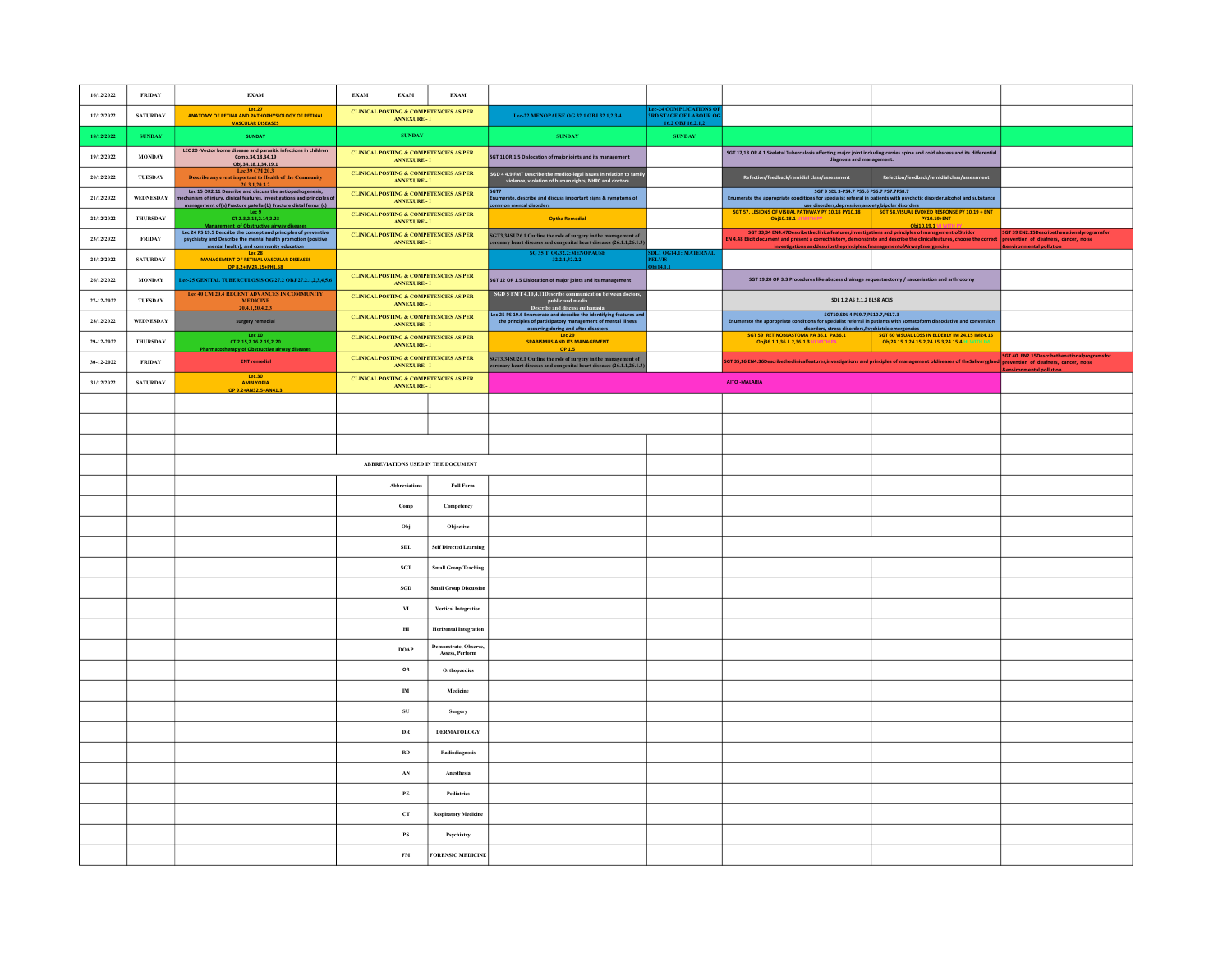| | | | | | | | | | | |
|---|---|---|---|---|---|---|---|---|---|---|
| 16/12/2022 | FRIDAY | EXAM | EXAM | EXAM | EXAM | | | | | |
| 17/12/2022 | SATURDAY | Lec.27 ANATOMY OF RETINA AND PATHOPHYSIOLOGY OF RETINAL VASCULAR DISEASES | CLINICAL POSTING & COMPETENCIES AS PER ANNEXURE - I | | | Lec-22 MENOPAUSE OG 32.1 OBJ 32.1,2,3,4 | Lec-24 COMPLICATIONS OF 3RD STAGE OF LABOUR OG 16.2 OBJ 16.2.1,2 | | | |
| 18/12/2022 | SUNDAY | SUNDAY | SUNDAY | | | SUNDAY | SUNDAY | | | |
| 19/12/2022 | MONDAY | LEC 20 -Vector borne disease and parasitic infections in children Comp.34.18,34.19 Obj.34.18.1,34.19.1 | CLINICAL POSTING & COMPETENCIES AS PER ANNEXURE - I | | | SGT 11OR 1.5 Dislocation of major joints and its management | | SGT 17,18 OR 4.1 Skeletal Tuberculosis affecting major joint including carries spine and cold abscess and its differential diagnosis and management. | | |
| 20/12/2022 | TUESDAY | Lec 39 CM 20.3 Describe any event important to Health of the Community 20.3.1,20.3.2 | CLINICAL POSTING & COMPETENCIES AS PER ANNEXURE - I | | | SGD 4 4.9 FMT Describe the medico-legal issues in relation to family violence, violation of human rights, NHRC and doctors | | Refection/feedback/remidial class/assessment | Refection/feedback/remidial class/assessment | |
| 21/12/2022 | WEDNESDAY | Lec 15 OR2.11 Describe and discuss the aetiopathogenesis, mechanism of injury, clinical features, investigations and principles of management of(a) Fracture patella (b) Fracture distal femur (c) | CLINICAL POSTING & COMPETENCIES AS PER ANNEXURE - I | | | SGT7 Enumerate, describe and discuss important signs & symptoms of common mental disorders | | SGT 9 SDL 3-PS4.7 PS5.6 PS6.7 PS7.7PS8.7 Enumerate the appropriate conditions for specialist referral in patients with psychotic disorder,alcohol and substance use disorders,depression,anxiety,bipolar disorders | | |
| 22/12/2022 | THURSDAY | Lec 9 CT 2.9,2.13,2.14,2.23 Management of Obstructive airway diseases | CLINICAL POSTING & COMPETENCIES AS PER ANNEXURE - I | | | Optha Remedial | | SGT 57. LESIONS OF VISUAL PATHWAY PY 10.18 PY10.18 Obj10.18.1 VI WITH PY | SGT 58.VISUAL EVOKED RESPONSE PY 10.19 + ENT PY10.19+ENT Obj10.19.1 VI WITH PY | |
| 23/12/2022 | FRIDAY | Lec 24 PS 19.5 Describe the concept and principles of preventive psychiatry and Describe the mental health promotion (positive mental health); and community education | CLINICAL POSTING & COMPETENCIES AS PER ANNEXURE - I | | | SGT3,34SU26.1 Outline the role of surgery in the management of coronary heart diseases and congenital heart diseases (26.1.1,26.1.3) | | SGT 33,34 EN4.47Describetheclinicalfeatures,investigations and principles of management ofStridor EN 4.48 Elicit document and present a correcthistory, demonstrate and describe the clinicalfeatures, choose the correct investigations anddescribetheprinciplesofmanagementofAirwayEmergencies | | SGT 39 EN2.15Describethenationalprogramsfor prevention of deafness, cancer, noise &environmental pollution |
| 24/12/2022 | SATURDAY | Lec 28 MANAGEMENT OF RETINAL VASCULAR DISEASES OP 8.2+IM24.15+PH1.58 | | | | SG 35 T OG32.2: MENOPAUSE 32.2.1,32.2.2- | SDL1 OG14.1: MATERNAL PELVIS Obj14.1.1 | | | |
| 26/12/2022 | MONDAY | Lec-25 GENITAL TUBERCULOSIS OG 27.2 OBJ 27.2.1,2,3,4,5,6 | CLINICAL POSTING & COMPETENCIES AS PER ANNEXURE - I | | | SGT 12 OR 1.5 Dislocation of major joints and its management | | SGT 19,20 OR 3.3 Procedures like abscess drainage sequestrectomy / saucerisation and arthrotomy | | |
| 27-12-2022 | TUESDAY | Lec 40 CM 20.4 RECENT ADVANCES IN COMMUNITY MEDICINE 20.4.1,20.4.2.3 | CLINICAL POSTING & COMPETENCIES AS PER ANNEXURE - I | | | SGD 5 FMT 4.10,4.11Describe communication between doctors, public and media Describe and discuss euthanasia | | SDL 1,2 AS 2.1,2 BLS& ACLS | | |
| 28/12/2022 | WEDNESDAY | surgery remedial | CLINICAL POSTING & COMPETENCIES AS PER ANNEXURE - I | | | Lec 25 PS 19.6 Enumerate and describe the identifying features and the principles of participatory management of mental illness occurring during and after disasters | | SGT10,SDL 4 PS9.7,PS10.7,PS17.3 Enumerate the appropriate conditions for specialist referral in patients with somatoform dissociative and conversion disorders, stress disorders,Psychiatric emergencies | | |
| 29-12-2022 | THURSDAY | Lec 10 CT 2.15,2.16.2.19,2.20 Pharmacotherapy of Obstructive airway diseases | CLINICAL POSTING & COMPETENCIES AS PER ANNEXURE - I | | | Lec 29 SRABISMUS AND ITS MANAGEMENT OP 1.5 | | SGT 59 RETINOBLASTOMA PA 36.1 PA36.1 Obj36.1.1,36.1.2,36.1.3 VI WITH PA | SGT 60 VISUAL LOSS IN ELDERLY IM 24.15 IM24.15 Obj24.15.1,24.15.2,24.15.3,24.15.4 VI WITH IM | |
| 30-12-2022 | FRIDAY | ENT remedial | CLINICAL POSTING & COMPETENCIES AS PER ANNEXURE - I | | | SGT3,34SU26.1 Outline the role of surgery in the management of coronary heart diseases and congenital heart diseases (26.1.1,26.1.3) | | SGT 35,36 EN4.36Describetheclinicalfeatures,investigations and principles of management ofdiseases of theSalivarygland | | SGT 40 EN2.15Describethenationalprogramsfor prevention of deafness, cancer, noise &environmental pollution |
| 31/12/2022 | SATURDAY | Lec.30 AMBLYOPIA OP 9.2+AN32.5+AN41.3 | CLINICAL POSTING & COMPETENCIES AS PER ANNEXURE - I | | | AITO -MALARIA | | | | |

**ABBREVIATIONS USED IN THE DOCUMENT**

| Abbreviations | Full Form |
|---|---|
| Comp | Competency |
| Obj | Objective |
| SDL | Self Directed Learning |
| SGT | Small Group Teaching |
| SGD | Small Group Discussion |
| VI | Vertical Integration |
| HI | Horizontal Integration |
| DOAP | Demonstrate, Observe, Assess, Perform |
| OR | Orthopaedics |
| IM | Medicine |
| SU | Surgery |
| DR | DERMATOLOGY |
| RD | Radiodiagnosis |
| AN | Anesthesia |
| PE | Pediatrics |
| CT | Respiratory Medicine |
| PS | Psychiatry |
| FM | FORENSIC MEDICINE |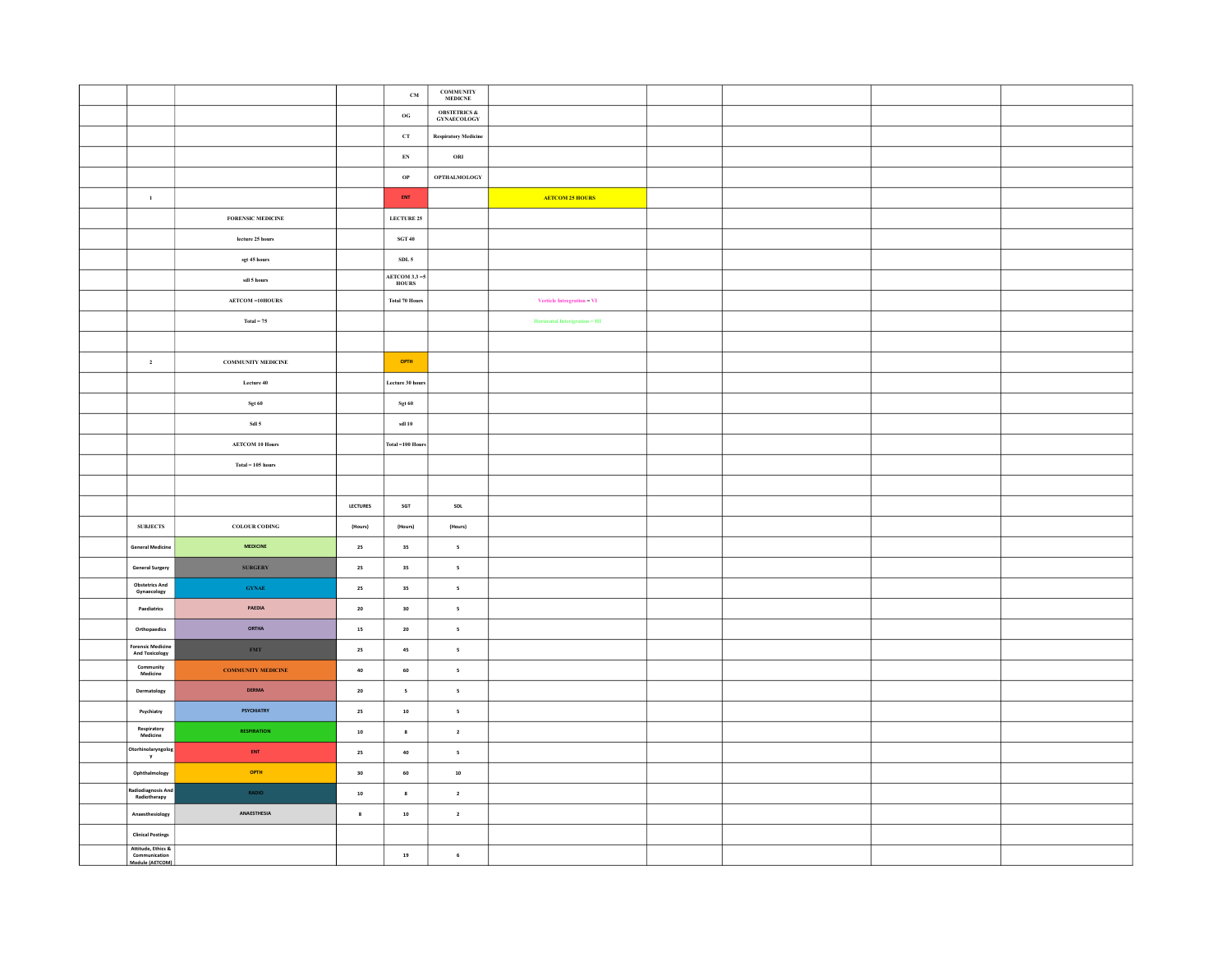| | | | | | | | | | | |
|---|---|---|---|---|---|---|---|---|---|---|
| | | | | CM | COMMUNITY MEDICNE | | | | | |
| | | | | OG | OBSTETRICS & GYNAECOLOGY | | | | | |
| | | | | CT | Respiratory Medicine | | | | | |
| | | | | EN | ORI | | | | | |
| | | | | OP | OPTHALMOLOGY | | | | | |
| | 1 | | | ENT | | AETCOM 25 HOURS | | | | |
| | | FORENSIC MEDICINE | | LECTURE 25 | | | | | | |
| | | lecture 25 hours | | SGT 40 | | | | | | |
| | | sgt 45 hours | | SDL 5 | | | | | | |
| | | sdl 5 hours | | AETCOM 3.3 =5 HOURS | | | | | | |
| | | AETCOM =10HOURS | | Total 70 Hours | | Verticle Integration = VI | | | | |
| | | Total = 75 | | | | Horizontal Integration = HI | | | | |
| | | | | | | | | | | |
| | 2 | COMMUNITY MEDICINE | | OPTH | | | | | | |
| | | Lecture 40 | | Lecture 30 hours | | | | | | |
| | | Sgt 60 | | Sgt 60 | | | | | | |
| | | Sdl 5 | | sdl 10 | | | | | | |
| | | AETCOM 10 Hours | | Total =100 Hours | | | | | | |
| | | Total = 105 hours | | | | | | | | |
| | | | | | | | | | | |
| | | | LECTURES | SGT | SDL | | | | | |
| | SUBJECTS | COLOUR CODING | (Hours) | (Hours) | (Hours) | | | | | |
| | General Medicine | MEDICINE | 25 | 35 | 5 | | | | | |
| | General Surgery | SURGERY | 25 | 35 | 5 | | | | | |
| | Obstetrics And Gynaecology | GYNAE | 25 | 35 | 5 | | | | | |
| | Paediatrics | PAEDIA | 20 | 30 | 5 | | | | | |
| | Orthopaedics | ORTHA | 15 | 20 | 5 | | | | | |
| | Forensic Medicine And Toxicology | FMT | 25 | 45 | 5 | | | | | |
| | Community Medicine | COMMUNITY MEDICINE | 40 | 60 | 5 | | | | | |
| | Dermatology | DERMA | 20 | 5 | 5 | | | | | |
| | Psychiatry | PSYCHIATRY | 25 | 10 | 5 | | | | | |
| | Respiratory Medicine | RESPIRATION | 10 | 8 | 2 | | | | | |
| | Otorhinolaryngology | ENT | 25 | 40 | 5 | | | | | |
| | Ophthalmology | OPTH | 30 | 60 | 10 | | | | | |
| | Radiodiagnosis And Radiotherapy | RADIO | 10 | 8 | 2 | | | | | |
| | Anaesthesiology | ANAESTHESIA | 8 | 10 | 2 | | | | | |
| | Clinical Postings | | | | | | | | | |
| | Attitude, Ethics & Communication Module (AETCOM) | | | 19 | 6 | | | | | |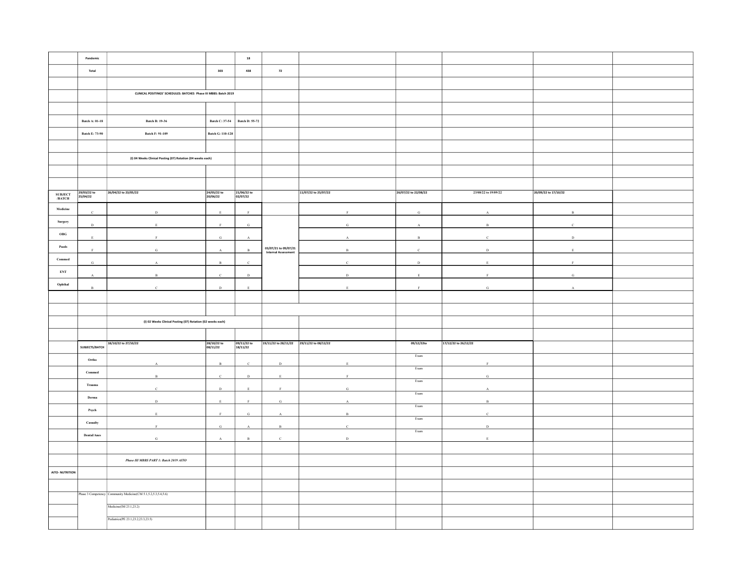| | Pandemic | | | 18 | | | | | | |
|---|---|---|---|---|---|---|---|---|---|---|
| | Total | | 303 | 438 | 72 | | | | | |

**CLINICAL POSITINGS' SCHEDULES: BATCHES Phase III MBBS: Batch 2019**

| Batch A: 01-18 | Batch B: 19-36 | Batch C: 37-54 | Batch D: 55-72 |
|---|---|---|---|
| Batch E: 73-90 | Batch F: 91-109 | Batch G: 110-128 | |

**(I) 04 Weeks Clinical Posting (07) Rotation (04 weeks each)**

| SUBJECT /BATCH | 29/03/22 to 25/04/22 | 26/04/22 to 23/05/22 | 24/05/22 to 20/06/22 | 21/06/22 to 02/07/22 | | 11/07/22 to 25/07/22 | 26/07/22 to 22/08/22 | 23/08/22 to 19/09/22 | 20/09/22 to 17/10/22 |
|---|---|---|---|---|---|---|---|---|---|
| Medicine | C | D | E | F | | F | G | A | B |
| Surgery | D | E | F | G | 03/07/21 to 09/07/21 Internal Assessment | G | A | B | C |
| OBG | E | F | G | A | | A | B | C | D |
| Paeds | F | G | A | B | | B | C | D | E |
| Commed | G | A | B | C | | C | D | E | F |
| ENT | A | B | C | D | | D | E | F | G |
| Ophthal | B | C | D | E | | E | F | G | A |

**(I) 02 Weeks Clinical Posting (07) Rotation (02 weeks each)**

| SUBJECTS/BATCH | 18/10/22 to 27/10/22 | 28/10/22 to 08/11/22 | 09/11/22 to 18/11/22 | 19/11/22 to 28/11/22 | 29/11/22 to 08/12/22 | 09/12/22to | 17/12/22 to 26/12/22 |
|---|---|---|---|---|---|---|---|
| Ortho | A | B | C | D | E | Exam | F |
| Commed | B | C | D | E | F | Exam | G |
| Trauma | C | D | E | F | G | Exam | A |
| Derma | D | E | F | G | A | Exam | B |
| Psych | E | F | G | A | B | Exam | C |
| Casualty | F | G | A | B | C | Exam | D |
| Dental/Anes | G | A | B | C | D | Exam | E |

*Phase III MBBS PART 1: Batch 2019 AITO*

| AITO- NUTRITION | | |
|---|---|---|
| | Phase 3 Competency | Community Medicine(CM 5.1,5.2,5.3,5.4,5.6) |
| | | Medicine(IM 23.1,23.2) |
| | | Pediatrics(PE 23.1,23.2,23.3,23.5) |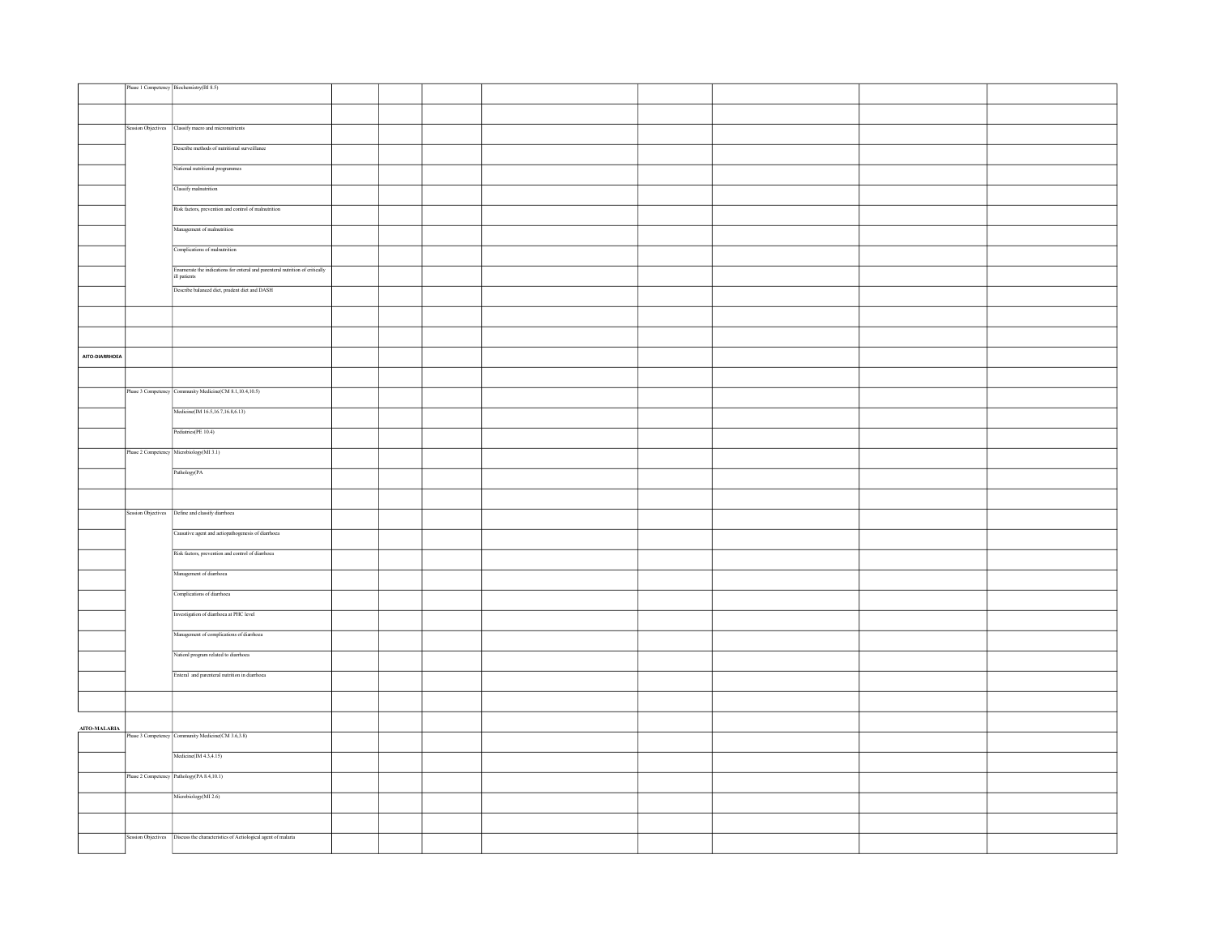| | | | | | | | | | | |
|---|---|---|---|---|---|---|---|---|---|---|
| | Phase 1 Competency | Biochemistry(BI 8.5) | | | | | | | | |
| | | | | | | | | | | |
| | Session Objectives | Classify macro and micronutrients | | | | | | | | |
| | | Describe methods of nutritional surveillance | | | | | | | | |
| | | National nutritional programmes | | | | | | | | |
| | | Classify malnutrition | | | | | | | | |
| | | Risk factors, prevention and control of malnutrition | | | | | | | | |
| | | Management of malnutrition | | | | | | | | |
| | | Complications of malnutrition | | | | | | | | |
| | | Enumerate the indications for enteral and parenteral nutrition of critically ill patients | | | | | | | | |
| | | Describe balanced diet, prudent diet and DASH | | | | | | | | |
| | | | | | | | | | | |
| | | | | | | | | | | |
| **AITO-DIARRHOEA** | | | | | | | | | | |
| | | | | | | | | | | |
| | Phase 3 Competency | Community Medicine(CM 8.1,10.4,10.5) | | | | | | | | |
| | | Medicine(IM 16.5,16.7,16.8,6.13) | | | | | | | | |
| | | Pediatrics(PE 10.4) | | | | | | | | |
| | Phase 2 Competency | Microbiology(MI 3.1) | | | | | | | | |
| | | Pathology(PA | | | | | | | | |
| | | | | | | | | | | |
| | Session Objectives | Define and classify diarrhoea | | | | | | | | |
| | | Causative agent and aetiopathogenesis of diarrhoea | | | | | | | | |
| | | Risk factors, prevention and control of diarrhoea | | | | | | | | |
| | | Management of diarrhoea | | | | | | | | |
| | | Complications of diarrhoea | | | | | | | | |
| | | Investigation of diarrhoea at PHC level | | | | | | | | |
| | | Management of complications of diarrhoea | | | | | | | | |
| | | Nationl program related to diarrhoea | | | | | | | | |
| | | Enteral and parenteral nutrition in diarrhoea | | | | | | | | |
| | | | | | | | | | | |
| **AITO-MALARIA** | | | | | | | | | | |
| | Phase 3 Competency | Community Medicine(CM 3.6,3.8) | | | | | | | | |
| | | Medicine(IM 4.3,4.15) | | | | | | | | |
| | Phase 2 Competency | Pathology(PA 8.4,10.1) | | | | | | | | |
| | | Microbiology(MI 2.6) | | | | | | | | |
| | | | | | | | | | | |
| | Session Objectives | Discuss the characteristics of Aetiological agent of malaria | | | | | | | | |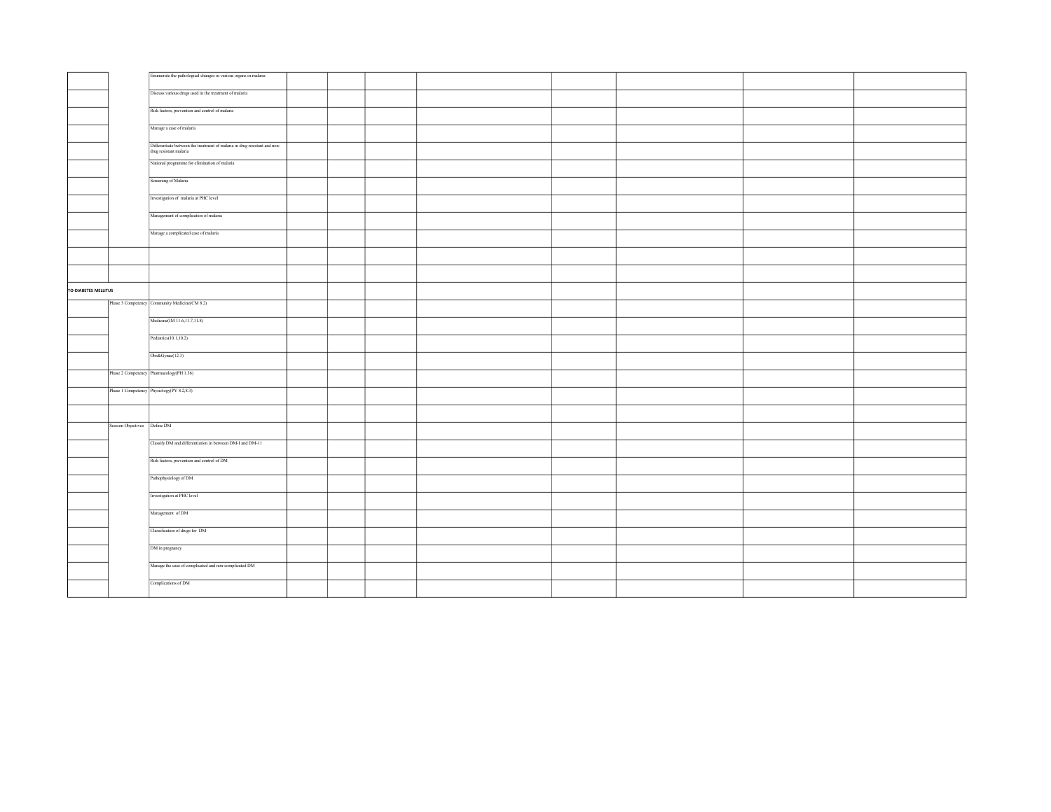| | | | | | | | | | | |
|---|---|---|---|---|---|---|---|---|---|---|
| | | Enumerate the pathological changes in various organs in malaria | | | | | | | | |
| | | Discuss various drugs used in the treatment of malaria | | | | | | | | |
| | | Risk factors, prevention and control of malaria | | | | | | | | |
| | | Manage a case of malaria | | | | | | | | |
| | | Differentiate between the treatment of malaria in drug resistant and non-drug resistant malaria | | | | | | | | |
| | | National programme for elimination of malaria | | | | | | | | |
| | | Screening of Malaria | | | | | | | | |
| | | Investigation of malaria at PHC level | | | | | | | | |
| | | Management of complication of malaria | | | | | | | | |
| | | Manage a complicated case of malaria | | | | | | | | |
| | | | | | | | | | | |
| | | | | | | | | | | |
| TO-DIABETES MELLITUS | | | | | | | | | | |
| | Phase 3 Competency | Community Medicine(CM 8.2) | | | | | | | | |
| | | Medicine(IM 11.6,11.7,11.8) | | | | | | | | |
| | | Pediatrics(10.1,10.2) | | | | | | | | |
| | | Obs&Gynae(12.3) | | | | | | | | |
| | Phase 2 Competency | Pharmacology(PH 1.36) | | | | | | | | |
| | Phase 1 Competency | Physiology(PY 8.2,8.3) | | | | | | | | |
| | | | | | | | | | | |
| | Session Objectives | Define DM | | | | | | | | |
| | | Classify DM and differentiation in between DM-I and DM-11 | | | | | | | | |
| | | Risk factors, prevention and control of DM | | | | | | | | |
| | | Pathophysiology of DM | | | | | | | | |
| | | Investigation at PHC level | | | | | | | | |
| | | Management of DM | | | | | | | | |
| | | Classification of drugs for DM | | | | | | | | |
| | | DM in pregnancy | | | | | | | | |
| | | Manage the case of complicated and non-complicated DM | | | | | | | | |
| | | Complications of DM | | | | | | | | |